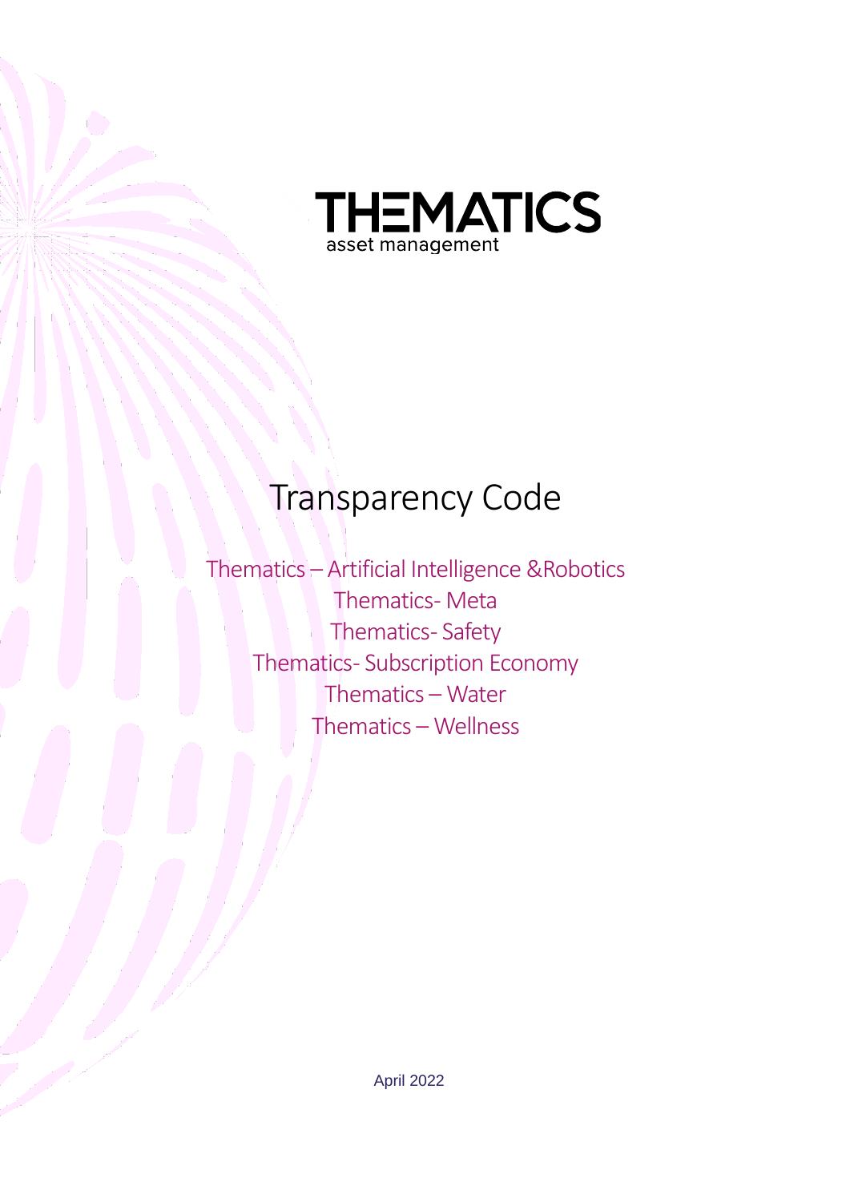THEMATICS

asset management

# Transparency Code

Thematics – Artificial Intelligence &Robotics
Thematics- Meta
Thematics- Safety
Thematics- Subscription Economy
Thematics – Water
Thematics – Wellness

April 2022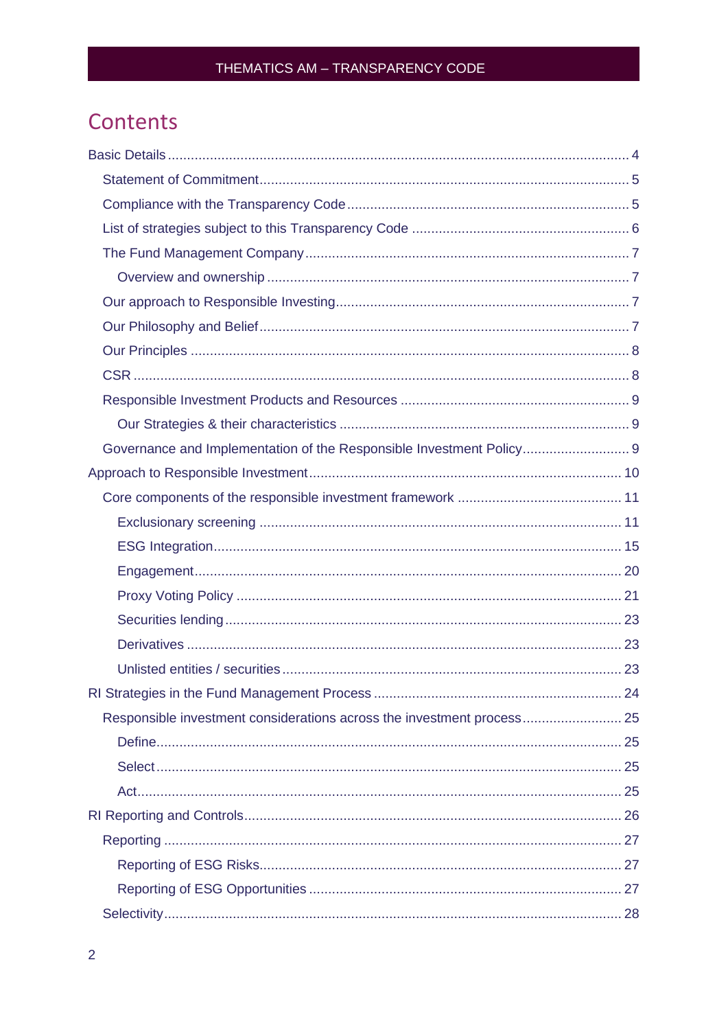# Contents

- Basic Details ... 4
  - Statement of Commitment ... 5
  - Compliance with the Transparency Code ... 5
  - List of strategies subject to this Transparency Code ... 6
  - The Fund Management Company ... 7
    - Overview and ownership ... 7
  - Our approach to Responsible Investing ... 7
  - Our Philosophy and Belief ... 7
  - Our Principles ... 8
  - CSR ... 8
  - Responsible Investment Products and Resources ... 9
    - Our Strategies & their characteristics ... 9
  - Governance and Implementation of the Responsible Investment Policy ... 9
- Approach to Responsible Investment ... 10
  - Core components of the responsible investment framework ... 11
    - Exclusionary screening ... 11
    - ESG Integration ... 15
    - Engagement ... 20
    - Proxy Voting Policy ... 21
    - Securities lending ... 23
    - Derivatives ... 23
    - Unlisted entities / securities ... 23
- RI Strategies in the Fund Management Process ... 24
  - Responsible investment considerations across the investment process ... 25
    - Define ... 25
    - Select ... 25
    - Act ... 25
- RI Reporting and Controls ... 26
  - Reporting ... 27
    - Reporting of ESG Risks ... 27
    - Reporting of ESG Opportunities ... 27
  - Selectivity ... 28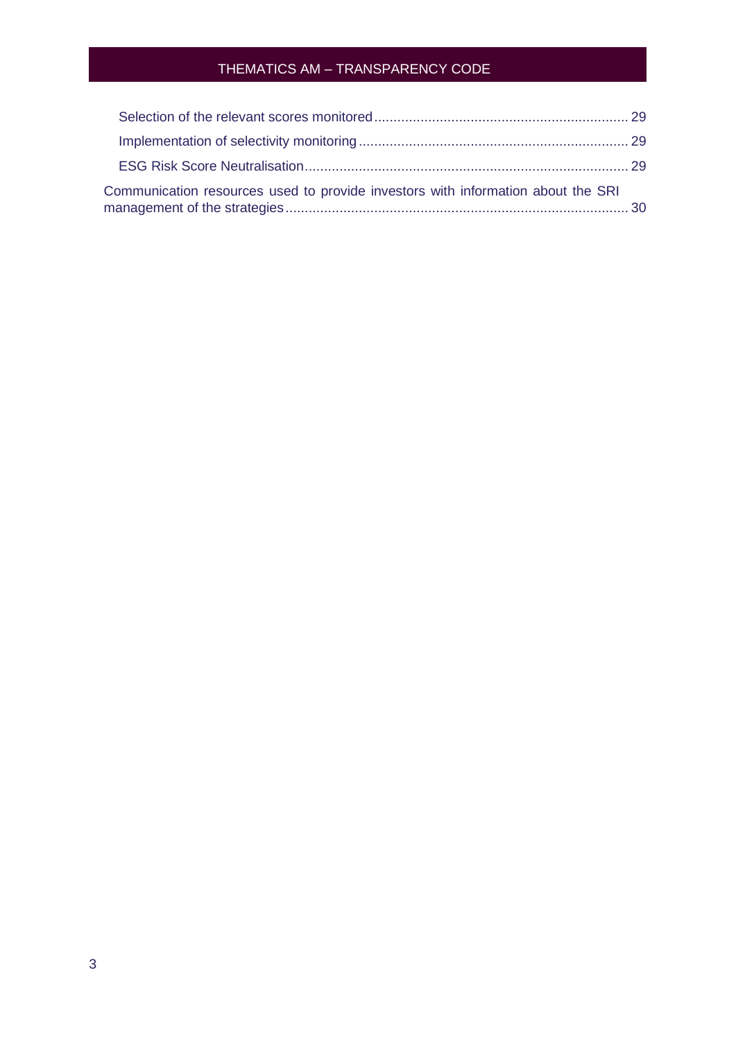Selection of the relevant scores monitored ........................................................................ 29

Implementation of selectivity monitoring ........................................................................ 29

ESG Risk Score Neutralisation ........................................................................ 29

Communication resources used to provide investors with information about the SRI management of the strategies ........................................................................ 30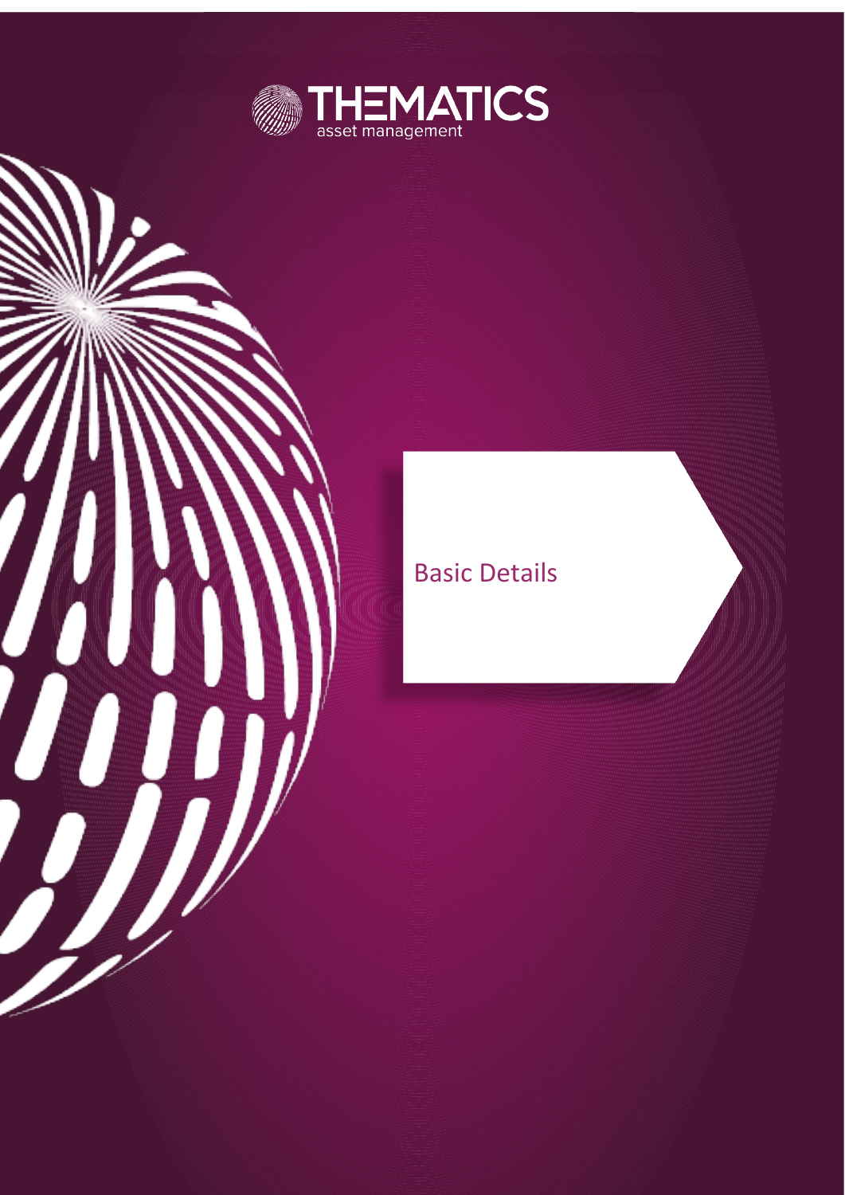THEMATICS asset management

# Basic Details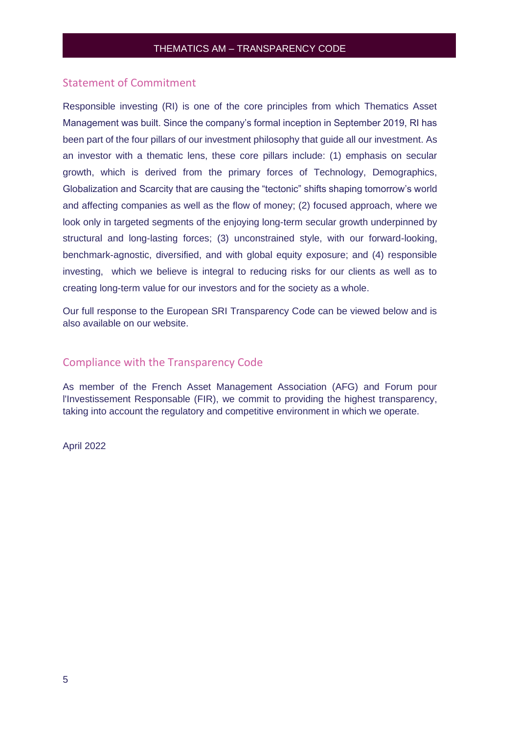## Statement of Commitment

Responsible investing (RI) is one of the core principles from which Thematics Asset Management was built. Since the company's formal inception in September 2019, RI has been part of the four pillars of our investment philosophy that guide all our investment. As an investor with a thematic lens, these core pillars include: (1) emphasis on secular growth, which is derived from the primary forces of Technology, Demographics, Globalization and Scarcity that are causing the "tectonic" shifts shaping tomorrow's world and affecting companies as well as the flow of money; (2) focused approach, where we look only in targeted segments of the enjoying long-term secular growth underpinned by structural and long-lasting forces; (3) unconstrained style, with our forward-looking, benchmark-agnostic, diversified, and with global equity exposure; and (4) responsible investing, which we believe is integral to reducing risks for our clients as well as to creating long-term value for our investors and for the society as a whole.

Our full response to the European SRI Transparency Code can be viewed below and is also available on our website.

## Compliance with the Transparency Code

As member of the French Asset Management Association (AFG) and Forum pour l'Investissement Responsable (FIR), we commit to providing the highest transparency, taking into account the regulatory and competitive environment in which we operate.

April 2022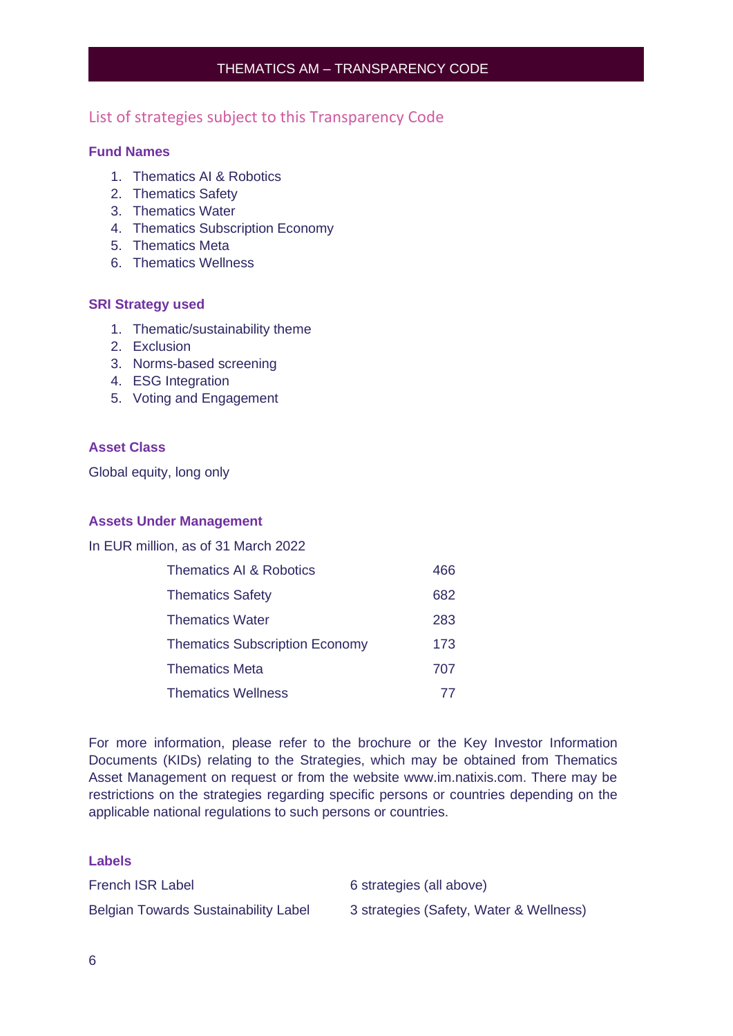## List of strategies subject to this Transparency Code

### Fund Names

1. Thematics AI & Robotics
2. Thematics Safety
3. Thematics Water
4. Thematics Subscription Economy
5. Thematics Meta
6. Thematics Wellness

### SRI Strategy used

1. Thematic/sustainability theme
2. Exclusion
3. Norms-based screening
4. ESG Integration
5. Voting and Engagement

### Asset Class

Global equity, long only

### Assets Under Management

In EUR million, as of 31 March 2022

| | |
|---|---|
| Thematics AI & Robotics | 466 |
| Thematics Safety | 682 |
| Thematics Water | 283 |
| Thematics Subscription Economy | 173 |
| Thematics Meta | 707 |
| Thematics Wellness | 77 |

For more information, please refer to the brochure or the Key Investor Information Documents (KIDs) relating to the Strategies, which may be obtained from Thematics Asset Management on request or from the website www.im.natixis.com. There may be restrictions on the strategies regarding specific persons or countries depending on the applicable national regulations to such persons or countries.

### Labels

| | |
|---|---|
| French ISR Label | 6 strategies (all above) |
| Belgian Towards Sustainability Label | 3 strategies (Safety, Water & Wellness) |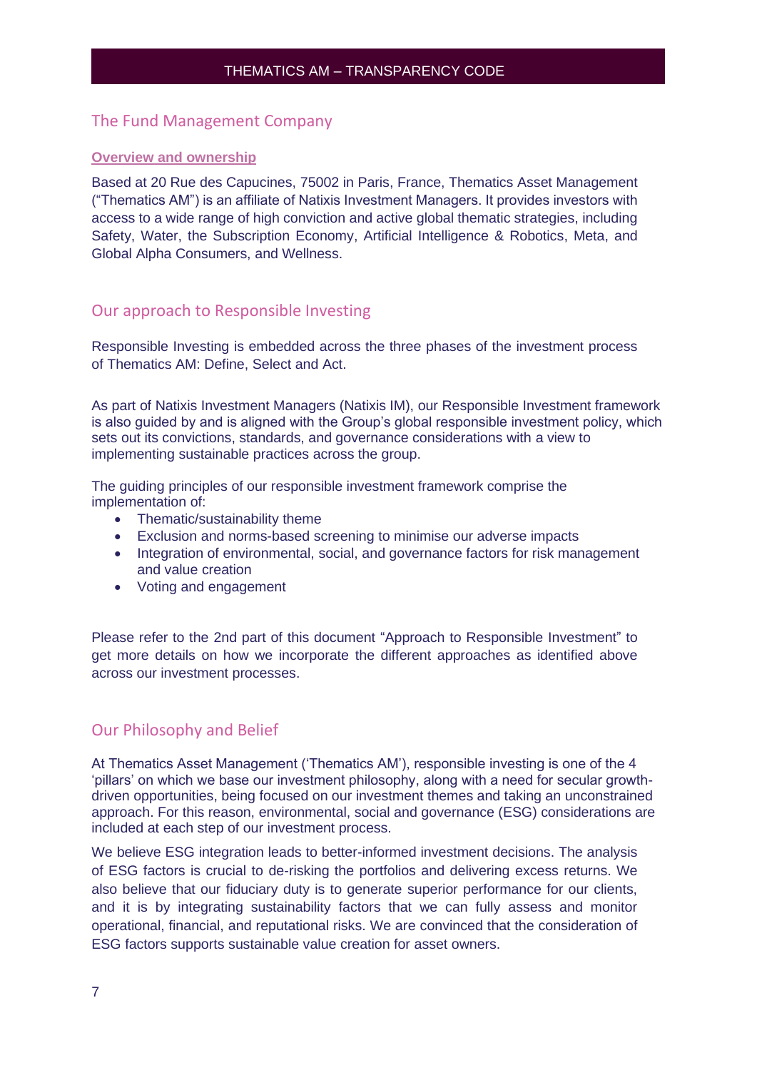## The Fund Management Company

### Overview and ownership

Based at 20 Rue des Capucines, 75002 in Paris, France, Thematics Asset Management ("Thematics AM") is an affiliate of Natixis Investment Managers. It provides investors with access to a wide range of high conviction and active global thematic strategies, including Safety, Water, the Subscription Economy, Artificial Intelligence & Robotics, Meta, and Global Alpha Consumers, and Wellness.

## Our approach to Responsible Investing

Responsible Investing is embedded across the three phases of the investment process of Thematics AM: Define, Select and Act.

As part of Natixis Investment Managers (Natixis IM), our Responsible Investment framework is also guided by and is aligned with the Group's global responsible investment policy, which sets out its convictions, standards, and governance considerations with a view to implementing sustainable practices across the group.

The guiding principles of our responsible investment framework comprise the implementation of:

- Thematic/sustainability theme
- Exclusion and norms-based screening to minimise our adverse impacts
- Integration of environmental, social, and governance factors for risk management and value creation
- Voting and engagement

Please refer to the 2nd part of this document "Approach to Responsible Investment" to get more details on how we incorporate the different approaches as identified above across our investment processes.

## Our Philosophy and Belief

At Thematics Asset Management ('Thematics AM'), responsible investing is one of the 4 'pillars' on which we base our investment philosophy, along with a need for secular growth-driven opportunities, being focused on our investment themes and taking an unconstrained approach. For this reason, environmental, social and governance (ESG) considerations are included at each step of our investment process.

We believe ESG integration leads to better-informed investment decisions. The analysis of ESG factors is crucial to de-risking the portfolios and delivering excess returns. We also believe that our fiduciary duty is to generate superior performance for our clients, and it is by integrating sustainability factors that we can fully assess and monitor operational, financial, and reputational risks. We are convinced that the consideration of ESG factors supports sustainable value creation for asset owners.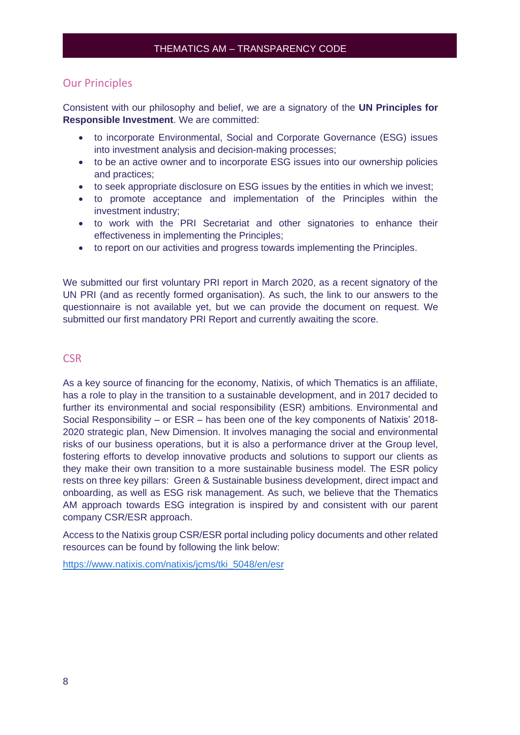## Our Principles

Consistent with our philosophy and belief, we are a signatory of the **UN Principles for Responsible Investment**. We are committed:

- to incorporate Environmental, Social and Corporate Governance (ESG) issues into investment analysis and decision-making processes;
- to be an active owner and to incorporate ESG issues into our ownership policies and practices;
- to seek appropriate disclosure on ESG issues by the entities in which we invest;
- to promote acceptance and implementation of the Principles within the investment industry;
- to work with the PRI Secretariat and other signatories to enhance their effectiveness in implementing the Principles;
- to report on our activities and progress towards implementing the Principles.

We submitted our first voluntary PRI report in March 2020, as a recent signatory of the UN PRI (and as recently formed organisation). As such, the link to our answers to the questionnaire is not available yet, but we can provide the document on request. We submitted our first mandatory PRI Report and currently awaiting the score.

## CSR

As a key source of financing for the economy, Natixis, of which Thematics is an affiliate, has a role to play in the transition to a sustainable development, and in 2017 decided to further its environmental and social responsibility (ESR) ambitions. Environmental and Social Responsibility – or ESR – has been one of the key components of Natixis' 2018-2020 strategic plan, New Dimension. It involves managing the social and environmental risks of our business operations, but it is also a performance driver at the Group level, fostering efforts to develop innovative products and solutions to support our clients as they make their own transition to a more sustainable business model. The ESR policy rests on three key pillars: Green & Sustainable business development, direct impact and onboarding, as well as ESG risk management. As such, we believe that the Thematics AM approach towards ESG integration is inspired by and consistent with our parent company CSR/ESR approach.

Access to the Natixis group CSR/ESR portal including policy documents and other related resources can be found by following the link below:

https://www.natixis.com/natixis/jcms/tki_5048/en/esr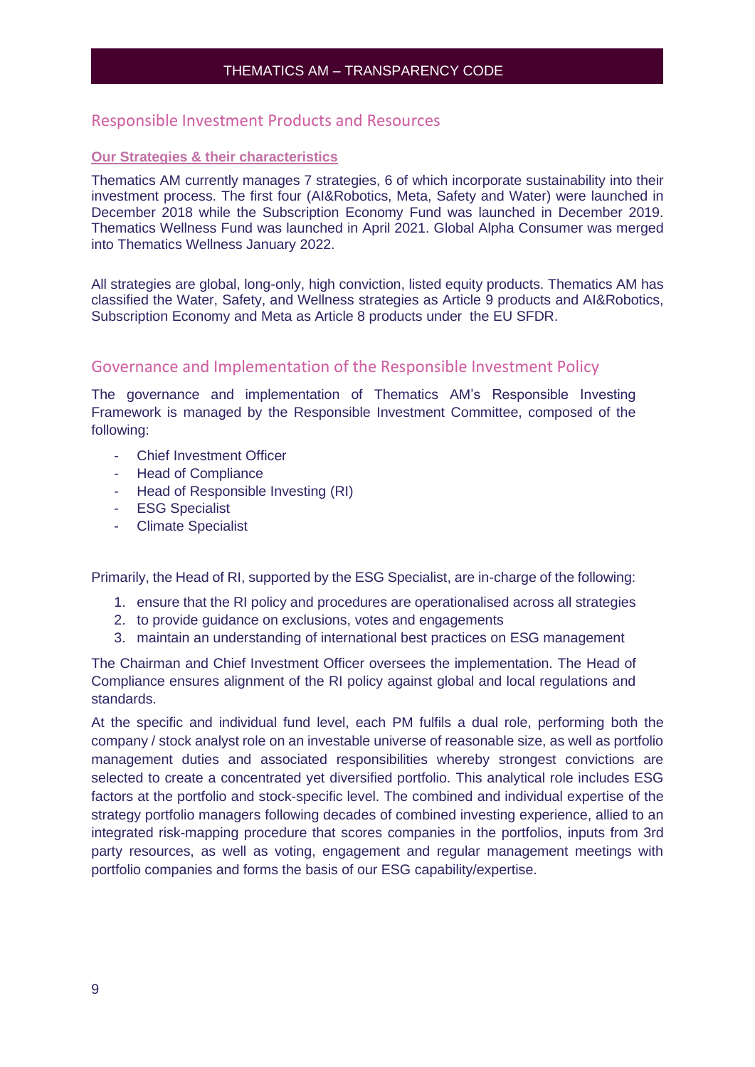## Responsible Investment Products and Resources

### Our Strategies & their characteristics

Thematics AM currently manages 7 strategies, 6 of which incorporate sustainability into their investment process. The first four (AI&Robotics, Meta, Safety and Water) were launched in December 2018 while the Subscription Economy Fund was launched in December 2019. Thematics Wellness Fund was launched in April 2021. Global Alpha Consumer was merged into Thematics Wellness January 2022.

All strategies are global, long-only, high conviction, listed equity products. Thematics AM has classified the Water, Safety, and Wellness strategies as Article 9 products and AI&Robotics, Subscription Economy and Meta as Article 8 products under the EU SFDR.

## Governance and Implementation of the Responsible Investment Policy

The governance and implementation of Thematics AM's Responsible Investing Framework is managed by the Responsible Investment Committee, composed of the following:

- Chief Investment Officer
- Head of Compliance
- Head of Responsible Investing (RI)
- ESG Specialist
- Climate Specialist

Primarily, the Head of RI, supported by the ESG Specialist, are in-charge of the following:

1. ensure that the RI policy and procedures are operationalised across all strategies
2. to provide guidance on exclusions, votes and engagements
3. maintain an understanding of international best practices on ESG management

The Chairman and Chief Investment Officer oversees the implementation. The Head of Compliance ensures alignment of the RI policy against global and local regulations and standards.

At the specific and individual fund level, each PM fulfils a dual role, performing both the company / stock analyst role on an investable universe of reasonable size, as well as portfolio management duties and associated responsibilities whereby strongest convictions are selected to create a concentrated yet diversified portfolio. This analytical role includes ESG factors at the portfolio and stock-specific level. The combined and individual expertise of the strategy portfolio managers following decades of combined investing experience, allied to an integrated risk-mapping procedure that scores companies in the portfolios, inputs from 3rd party resources, as well as voting, engagement and regular management meetings with portfolio companies and forms the basis of our ESG capability/expertise.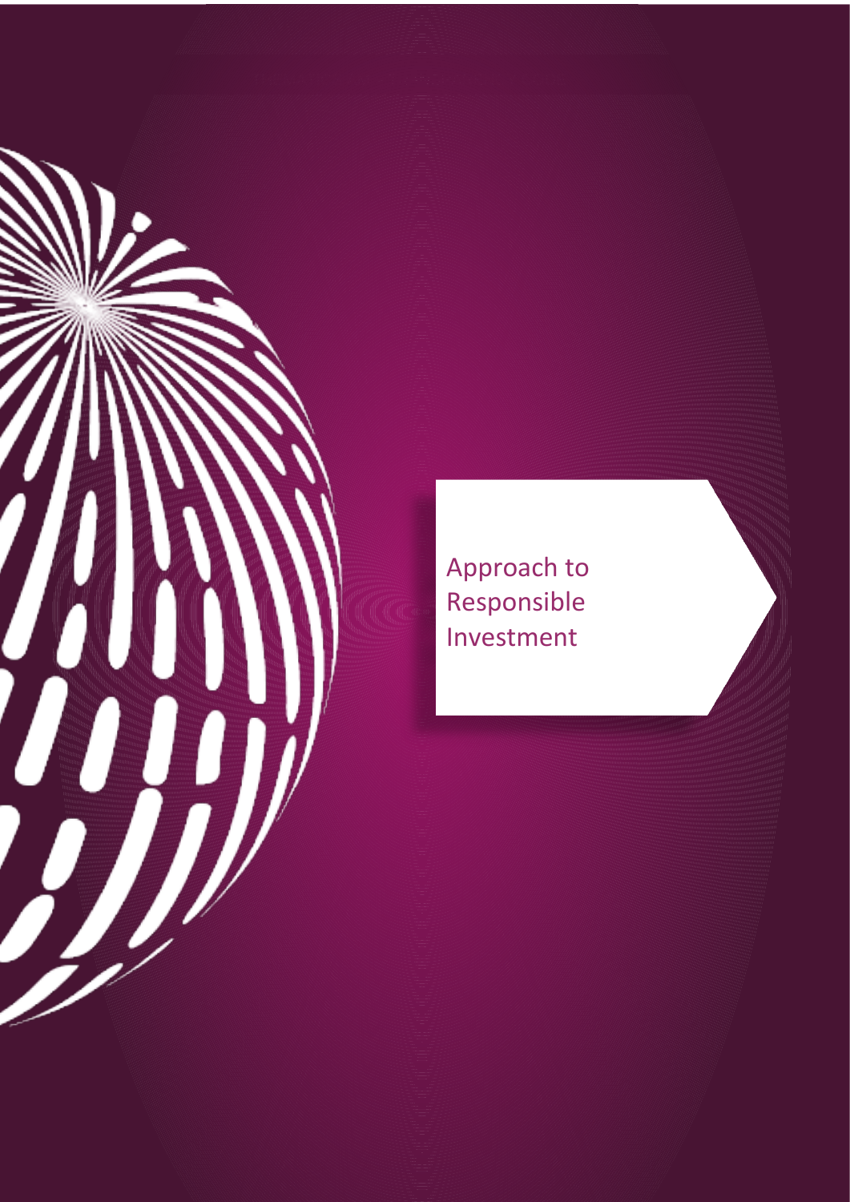# Approach to Responsible Investment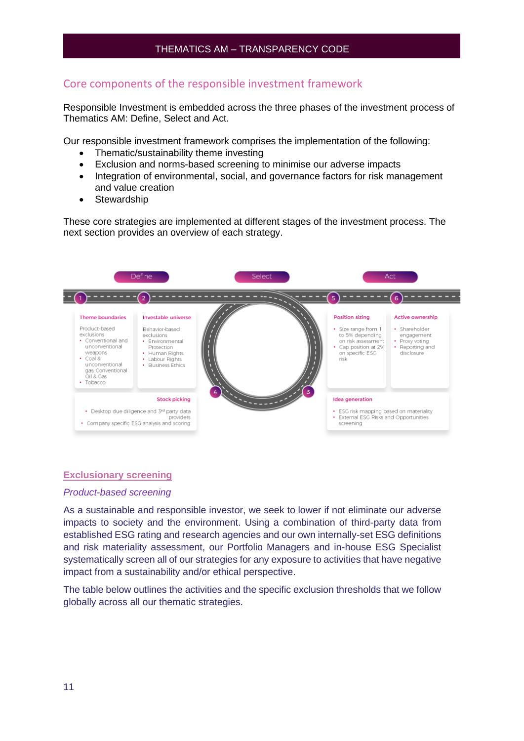## Core components of the responsible investment framework

Responsible Investment is embedded across the three phases of the investment process of Thematics AM: Define, Select and Act.

Our responsible investment framework comprises the implementation of the following:

- Thematic/sustainability theme investing
- Exclusion and norms-based screening to minimise our adverse impacts
- Integration of environmental, social, and governance factors for risk management and value creation
- Stewardship

These core strategies are implemented at different stages of the investment process. The next section provides an overview of each strategy.

**Define** | **Select** | **Act**

**1 Theme boundaries**
Product-based exclusions
- Conventional and unconventional weapons
- Coal & unconventional gas Conventional Oil & Gas
- Tobacco

**2 Investable universe**
Behavior-based exclusions
- Environmental Protection
- Human Rights
- Labour Rights
- Business Ethics

**3 Idea generation**
- ESG risk mapping based on materiality
- External ESG Risks and Opportunities screening

**4 Stock picking**
- Desktop due diligence and 3rd party data providers
- Company specific ESG analysis and scoring

**5 Position sizing**
- Size range from 1 to 5% depending on risk assessment
- Cap position at 2% on specific ESG risk

**6 Active ownership**
- Shareholder engagement
- Proxy voting
- Reporting and disclosure

### Exclusionary screening

*Product-based screening*

As a sustainable and responsible investor, we seek to lower if not eliminate our adverse impacts to society and the environment. Using a combination of third-party data from established ESG rating and research agencies and our own internally-set ESG definitions and risk materiality assessment, our Portfolio Managers and in-house ESG Specialist systematically screen all of our strategies for any exposure to activities that have negative impact from a sustainability and/or ethical perspective.

The table below outlines the activities and the specific exclusion thresholds that we follow globally across all our thematic strategies.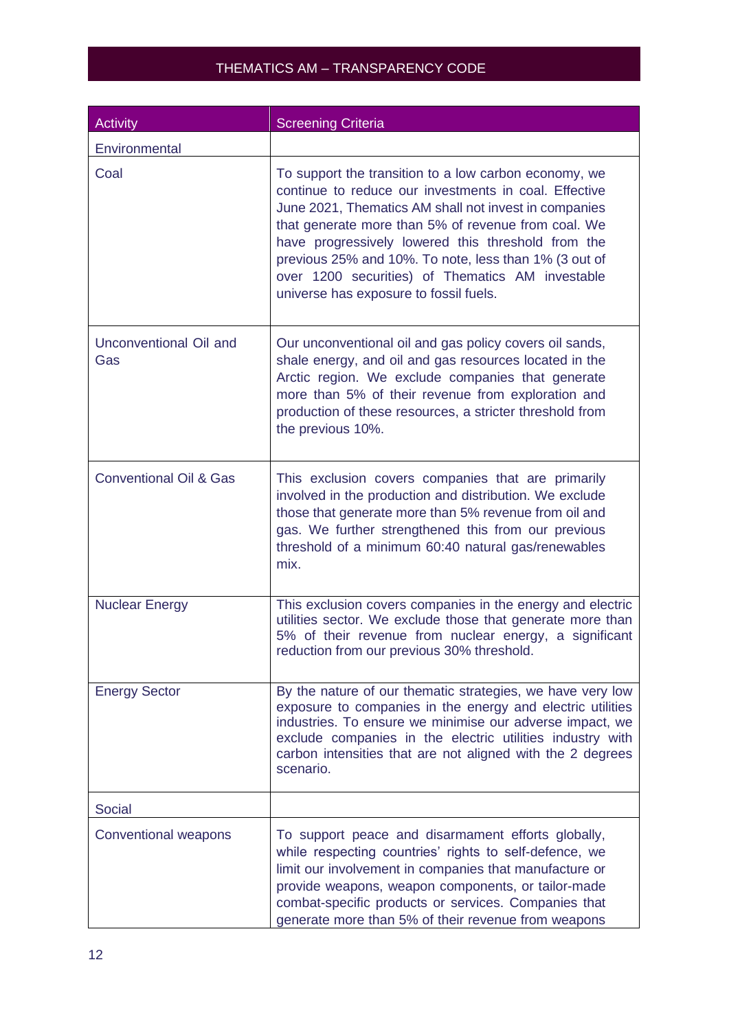| Activity | Screening Criteria |
|---|---|
| Environmental | |
| Coal | To support the transition to a low carbon economy, we continue to reduce our investments in coal. Effective June 2021, Thematics AM shall not invest in companies that generate more than 5% of revenue from coal. We have progressively lowered this threshold from the previous 25% and 10%. To note, less than 1% (3 out of over 1200 securities) of Thematics AM investable universe has exposure to fossil fuels. |
| Unconventional Oil and Gas | Our unconventional oil and gas policy covers oil sands, shale energy, and oil and gas resources located in the Arctic region. We exclude companies that generate more than 5% of their revenue from exploration and production of these resources, a stricter threshold from the previous 10%. |
| Conventional Oil & Gas | This exclusion covers companies that are primarily involved in the production and distribution. We exclude those that generate more than 5% revenue from oil and gas. We further strengthened this from our previous threshold of a minimum 60:40 natural gas/renewables mix. |
| Nuclear Energy | This exclusion covers companies in the energy and electric utilities sector. We exclude those that generate more than 5% of their revenue from nuclear energy, a significant reduction from our previous 30% threshold. |
| Energy Sector | By the nature of our thematic strategies, we have very low exposure to companies in the energy and electric utilities industries. To ensure we minimise our adverse impact, we exclude companies in the electric utilities industry with carbon intensities that are not aligned with the 2 degrees scenario. |
| Social | |
| Conventional weapons | To support peace and disarmament efforts globally, while respecting countries' rights to self-defence, we limit our involvement in companies that manufacture or provide weapons, weapon components, or tailor-made combat-specific products or services. Companies that generate more than 5% of their revenue from weapons |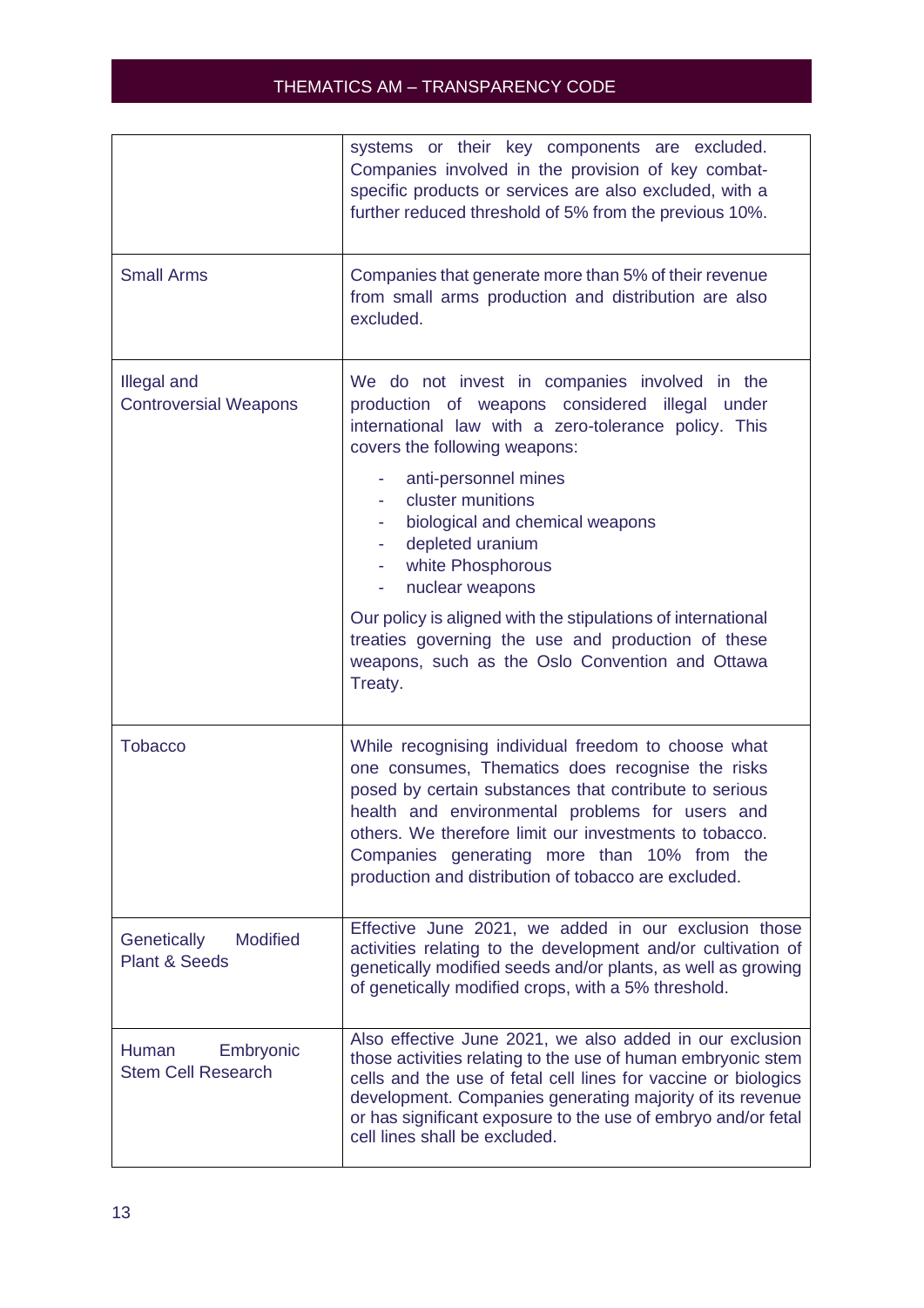| | |
|---|---|
| | systems or their key components are excluded. Companies involved in the provision of key combat-specific products or services are also excluded, with a further reduced threshold of 5% from the previous 10%. |
| Small Arms | Companies that generate more than 5% of their revenue from small arms production and distribution are also excluded. |
| Illegal and Controversial Weapons | We do not invest in companies involved in the production of weapons considered illegal under international law with a zero-tolerance policy. This covers the following weapons:<br>- anti-personnel mines<br>- cluster munitions<br>- biological and chemical weapons<br>- depleted uranium<br>- white Phosphorous<br>- nuclear weapons<br><br>Our policy is aligned with the stipulations of international treaties governing the use and production of these weapons, such as the Oslo Convention and Ottawa Treaty. |
| Tobacco | While recognising individual freedom to choose what one consumes, Thematics does recognise the risks posed by certain substances that contribute to serious health and environmental problems for users and others. We therefore limit our investments to tobacco. Companies generating more than 10% from the production and distribution of tobacco are excluded. |
| Genetically Modified Plant & Seeds | Effective June 2021, we added in our exclusion those activities relating to the development and/or cultivation of genetically modified seeds and/or plants, as well as growing of genetically modified crops, with a 5% threshold. |
| Human Embryonic Stem Cell Research | Also effective June 2021, we also added in our exclusion those activities relating to the use of human embryonic stem cells and the use of fetal cell lines for vaccine or biologics development. Companies generating majority of its revenue or has significant exposure to the use of embryo and/or fetal cell lines shall be excluded. |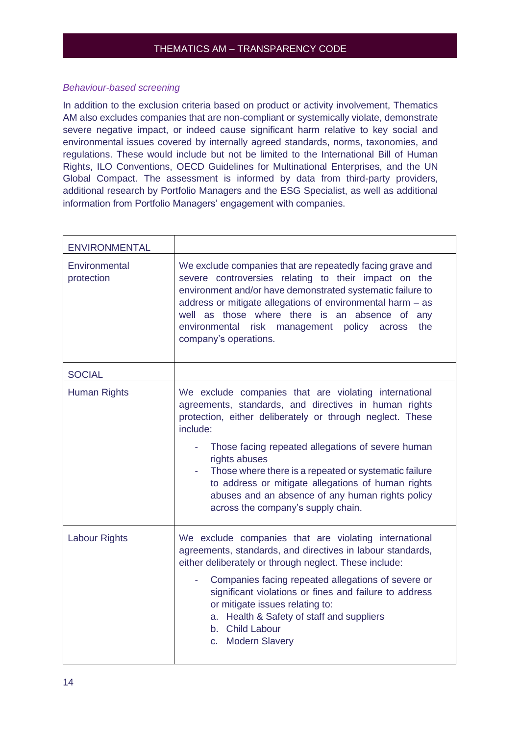*Behaviour-based screening*

In addition to the exclusion criteria based on product or activity involvement, Thematics AM also excludes companies that are non-compliant or systemically violate, demonstrate severe negative impact, or indeed cause significant harm relative to key social and environmental issues covered by internally agreed standards, norms, taxonomies, and regulations. These would include but not be limited to the International Bill of Human Rights, ILO Conventions, OECD Guidelines for Multinational Enterprises, and the UN Global Compact. The assessment is informed by data from third-party providers, additional research by Portfolio Managers and the ESG Specialist, as well as additional information from Portfolio Managers' engagement with companies.

| ENVIRONMENTAL | |
|---|---|
| Environmental protection | We exclude companies that are repeatedly facing grave and severe controversies relating to their impact on the environment and/or have demonstrated systematic failure to address or mitigate allegations of environmental harm – as well as those where there is an absence of any environmental risk management policy across the company's operations. |
| **SOCIAL** | |
| Human Rights | We exclude companies that are violating international agreements, standards, and directives in human rights protection, either deliberately or through neglect. These include:<br>- Those facing repeated allegations of severe human rights abuses<br>- Those where there is a repeated or systematic failure to address or mitigate allegations of human rights abuses and an absence of any human rights policy across the company's supply chain. |
| Labour Rights | We exclude companies that are violating international agreements, standards, and directives in labour standards, either deliberately or through neglect. These include:<br>- Companies facing repeated allegations of severe or significant violations or fines and failure to address or mitigate issues relating to:<br>a. Health & Safety of staff and suppliers<br>b. Child Labour<br>c. Modern Slavery |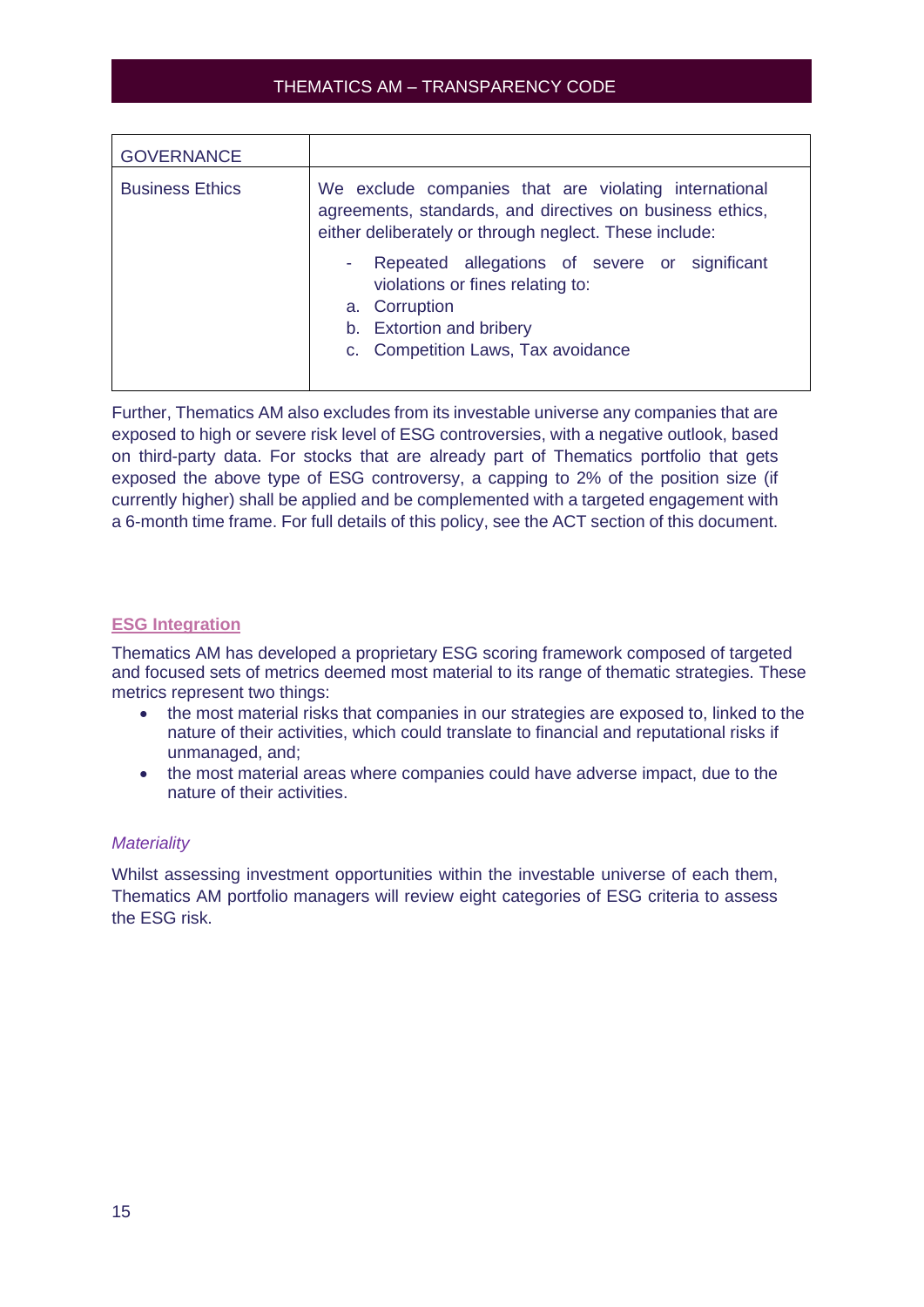| GOVERNANCE | |
|---|---|
| Business Ethics | We exclude companies that are violating international agreements, standards, and directives on business ethics, either deliberately or through neglect. These include:<br>- Repeated allegations of severe or significant violations or fines relating to:<br>a. Corruption<br>b. Extortion and bribery<br>c. Competition Laws, Tax avoidance |

Further, Thematics AM also excludes from its investable universe any companies that are exposed to high or severe risk level of ESG controversies, with a negative outlook, based on third-party data. For stocks that are already part of Thematics portfolio that gets exposed the above type of ESG controversy, a capping to 2% of the position size (if currently higher) shall be applied and be complemented with a targeted engagement with a 6-month time frame. For full details of this policy, see the ACT section of this document.

## ESG Integration

Thematics AM has developed a proprietary ESG scoring framework composed of targeted and focused sets of metrics deemed most material to its range of thematic strategies. These metrics represent two things:

- the most material risks that companies in our strategies are exposed to, linked to the nature of their activities, which could translate to financial and reputational risks if unmanaged, and;
- the most material areas where companies could have adverse impact, due to the nature of their activities.

### *Materiality*

Whilst assessing investment opportunities within the investable universe of each them, Thematics AM portfolio managers will review eight categories of ESG criteria to assess the ESG risk.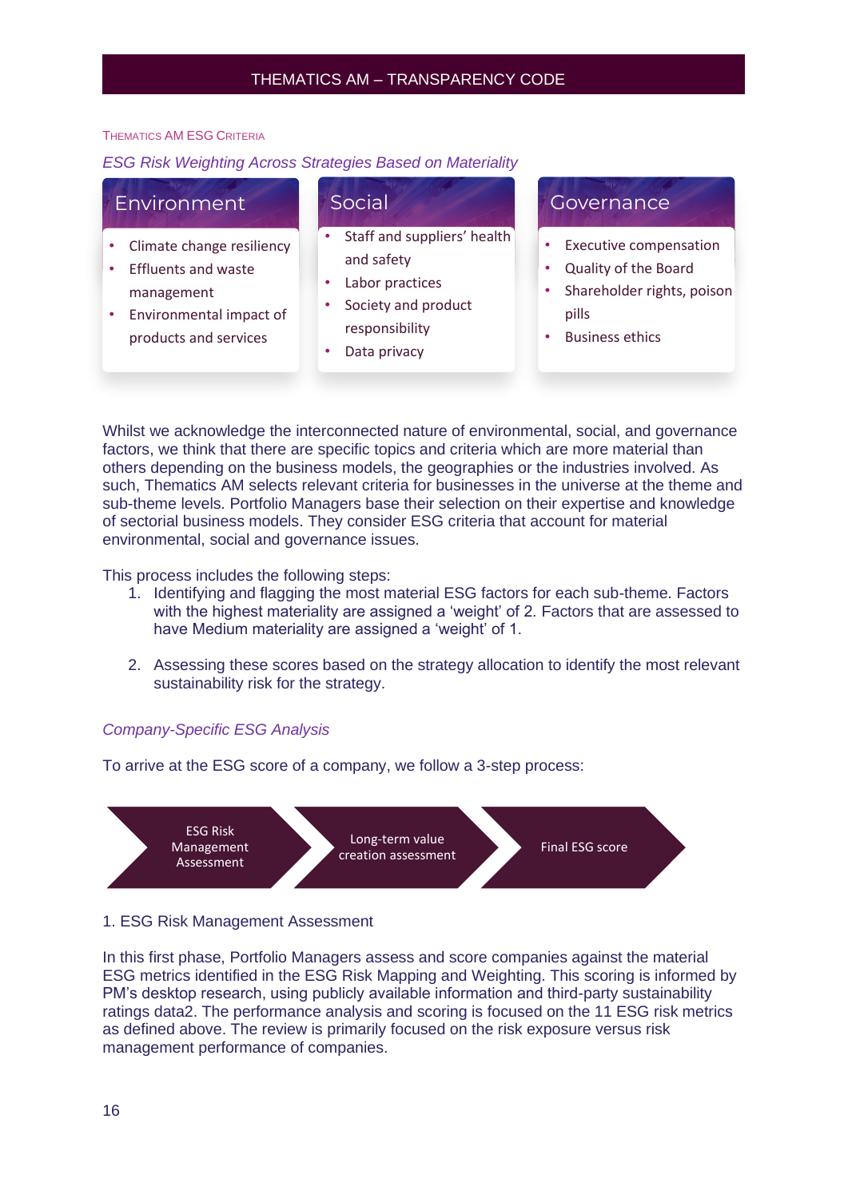## Thematics AM ESG Criteria

### *ESG Risk Weighting Across Strategies Based on Materiality*

**Environment**

- Climate change resiliency
- Effluents and waste management
- Environmental impact of products and services

**Social**

- Staff and suppliers' health and safety
- Labor practices
- Society and product responsibility
- Data privacy

**Governance**

- Executive compensation
- Quality of the Board
- Shareholder rights, poison pills
- Business ethics

Whilst we acknowledge the interconnected nature of environmental, social, and governance factors, we think that there are specific topics and criteria which are more material than others depending on the business models, the geographies or the industries involved. As such, Thematics AM selects relevant criteria for businesses in the universe at the theme and sub-theme levels. Portfolio Managers base their selection on their expertise and knowledge of sectorial business models. They consider ESG criteria that account for material environmental, social and governance issues.

This process includes the following steps:

1. Identifying and flagging the most material ESG factors for each sub-theme. Factors with the highest materiality are assigned a 'weight' of 2. Factors that are assessed to have Medium materiality are assigned a 'weight' of 1.

2. Assessing these scores based on the strategy allocation to identify the most relevant sustainability risk for the strategy.

### *Company-Specific ESG Analysis*

To arrive at the ESG score of a company, we follow a 3-step process:

ESG Risk Management Assessment → Long-term value creation assessment → Final ESG score

1. ESG Risk Management Assessment

In this first phase, Portfolio Managers assess and score companies against the material ESG metrics identified in the ESG Risk Mapping and Weighting. This scoring is informed by PM's desktop research, using publicly available information and third-party sustainability ratings data2. The performance analysis and scoring is focused on the 11 ESG risk metrics as defined above. The review is primarily focused on the risk exposure versus risk management performance of companies.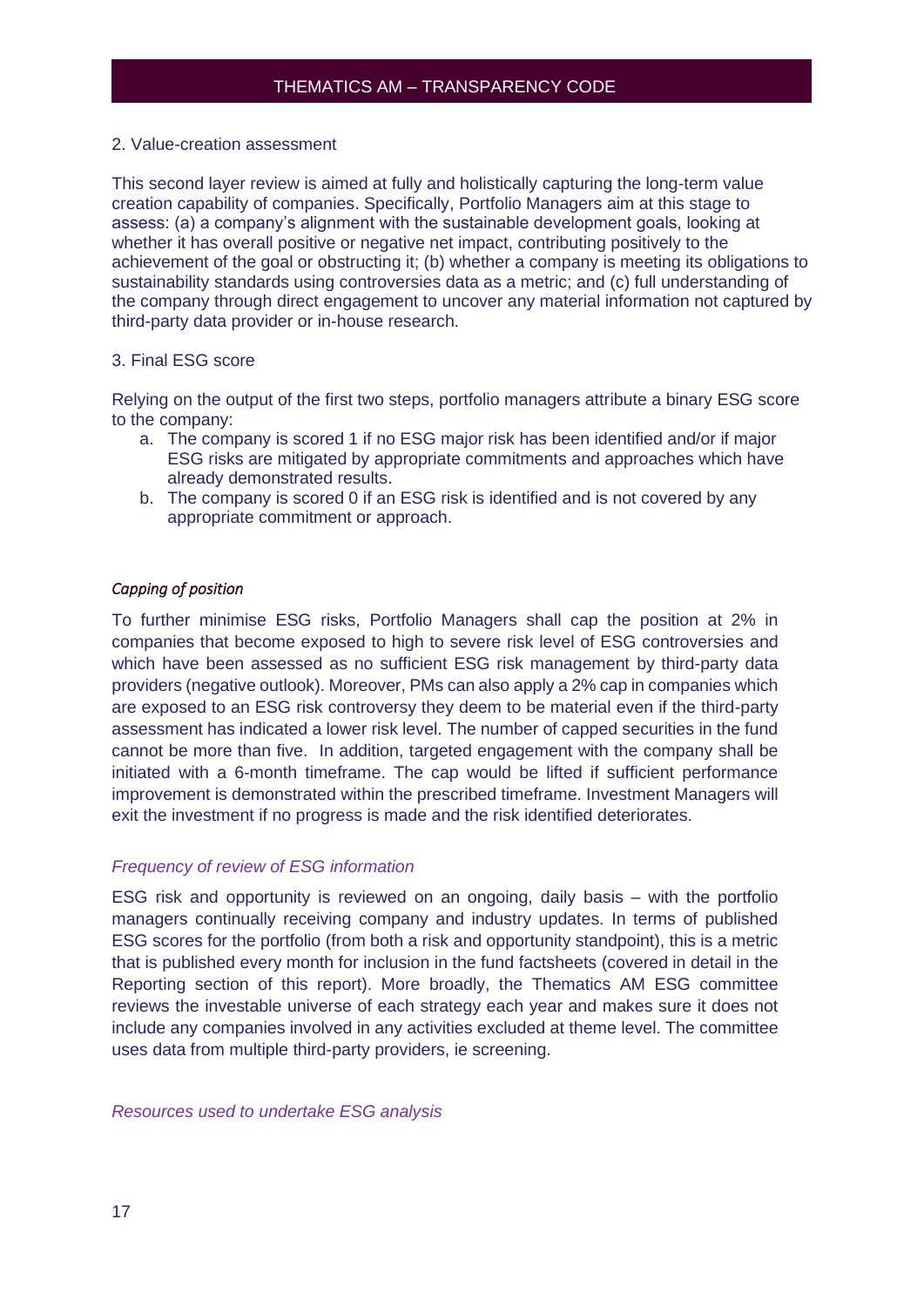2. Value-creation assessment

This second layer review is aimed at fully and holistically capturing the long-term value creation capability of companies. Specifically, Portfolio Managers aim at this stage to assess: (a) a company's alignment with the sustainable development goals, looking at whether it has overall positive or negative net impact, contributing positively to the achievement of the goal or obstructing it; (b) whether a company is meeting its obligations to sustainability standards using controversies data as a metric; and (c) full understanding of the company through direct engagement to uncover any material information not captured by third-party data provider or in-house research.

3. Final ESG score

Relying on the output of the first two steps, portfolio managers attribute a binary ESG score to the company:

a. The company is scored 1 if no ESG major risk has been identified and/or if major ESG risks are mitigated by appropriate commitments and approaches which have already demonstrated results.
b. The company is scored 0 if an ESG risk is identified and is not covered by any appropriate commitment or approach.

*Capping of position*

To further minimise ESG risks, Portfolio Managers shall cap the position at 2% in companies that become exposed to high to severe risk level of ESG controversies and which have been assessed as no sufficient ESG risk management by third-party data providers (negative outlook). Moreover, PMs can also apply a 2% cap in companies which are exposed to an ESG risk controversy they deem to be material even if the third-party assessment has indicated a lower risk level. The number of capped securities in the fund cannot be more than five. In addition, targeted engagement with the company shall be initiated with a 6-month timeframe. The cap would be lifted if sufficient performance improvement is demonstrated within the prescribed timeframe. Investment Managers will exit the investment if no progress is made and the risk identified deteriorates.

*Frequency of review of ESG information*

ESG risk and opportunity is reviewed on an ongoing, daily basis – with the portfolio managers continually receiving company and industry updates. In terms of published ESG scores for the portfolio (from both a risk and opportunity standpoint), this is a metric that is published every month for inclusion in the fund factsheets (covered in detail in the Reporting section of this report). More broadly, the Thematics AM ESG committee reviews the investable universe of each strategy each year and makes sure it does not include any companies involved in any activities excluded at theme level. The committee uses data from multiple third-party providers, ie screening.

*Resources used to undertake ESG analysis*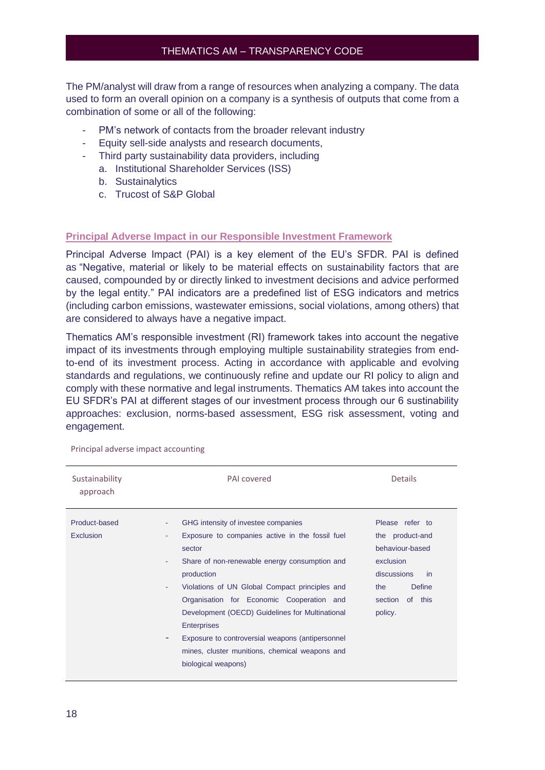The PM/analyst will draw from a range of resources when analyzing a company. The data used to form an overall opinion on a company is a synthesis of outputs that come from a combination of some or all of the following:

- PM's network of contacts from the broader relevant industry
- Equity sell-side analysts and research documents,
- Third party sustainability data providers, including
  a. Institutional Shareholder Services (ISS)
  b. Sustainalytics
  c. Trucost of S&P Global

## Principal Adverse Impact in our Responsible Investment Framework

Principal Adverse Impact (PAI) is a key element of the EU's SFDR. PAI is defined as "Negative, material or likely to be material effects on sustainability factors that are caused, compounded by or directly linked to investment decisions and advice performed by the legal entity." PAI indicators are a predefined list of ESG indicators and metrics (including carbon emissions, wastewater emissions, social violations, among others) that are considered to always have a negative impact.

Thematics AM's responsible investment (RI) framework takes into account the negative impact of its investments through employing multiple sustainability strategies from end-to-end of its investment process. Acting in accordance with applicable and evolving standards and regulations, we continuously refine and update our RI policy to align and comply with these normative and legal instruments. Thematics AM takes into account the EU SFDR's PAI at different stages of our investment process through our 6 sustainability approaches: exclusion, norms-based assessment, ESG risk assessment, voting and engagement.

Principal adverse impact accounting

| Sustainability approach | PAI covered | Details |
|---|---|---|
| Product-based Exclusion | - GHG intensity of investee companies<br>- Exposure to companies active in the fossil fuel sector<br>- Share of non-renewable energy consumption and production<br>- Violations of UN Global Compact principles and Organisation for Economic Cooperation and Development (OECD) Guidelines for Multinational Enterprises<br>- Exposure to controversial weapons (antipersonnel mines, cluster munitions, chemical weapons and biological weapons) | Please refer to the product-and behaviour-based exclusion discussions in the Define section of this policy. |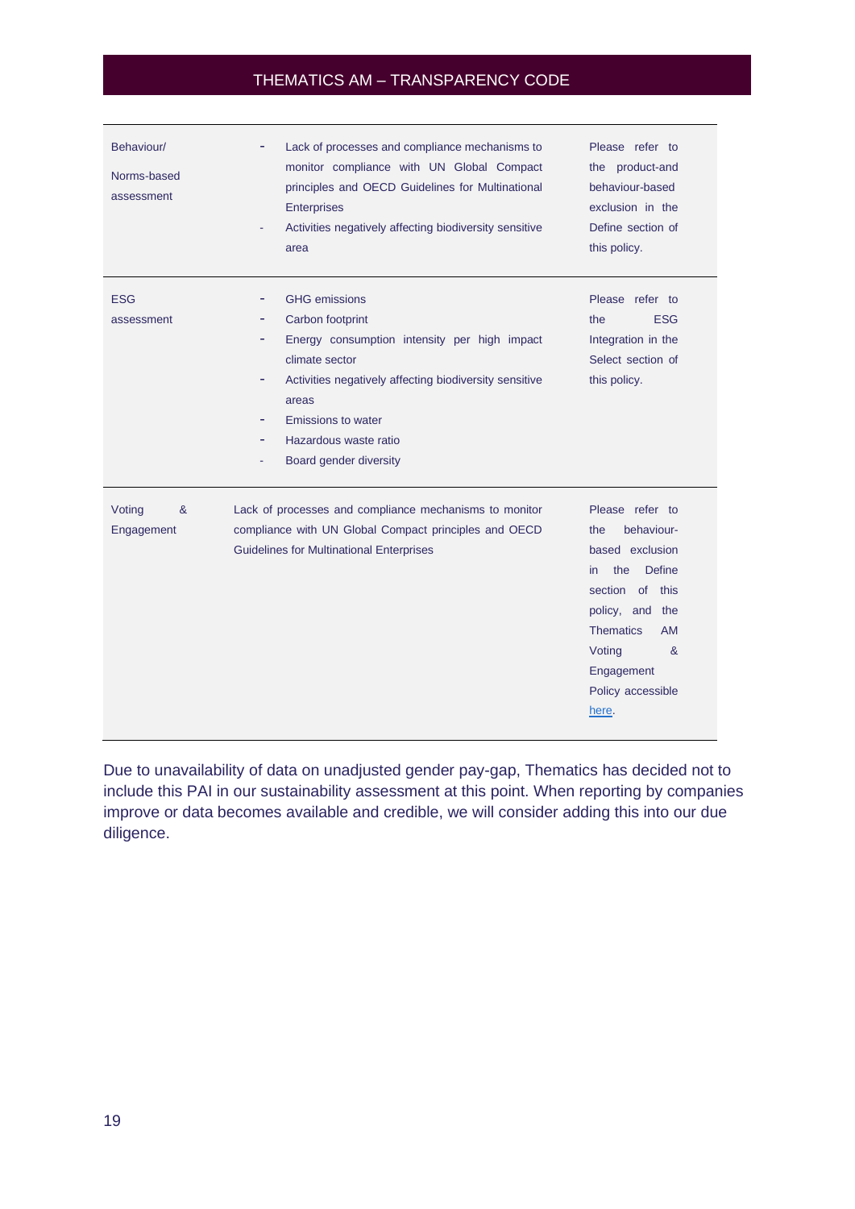| | | |
|---|---|---|
| Behaviour/ Norms-based assessment | - Lack of processes and compliance mechanisms to monitor compliance with UN Global Compact principles and OECD Guidelines for Multinational Enterprises<br>- Activities negatively affecting biodiversity sensitive area | Please refer to the product-and behaviour-based exclusion in the Define section of this policy. |
| ESG assessment | - GHG emissions<br>- Carbon footprint<br>- Energy consumption intensity per high impact climate sector<br>- Activities negatively affecting biodiversity sensitive areas<br>- Emissions to water<br>- Hazardous waste ratio<br>- Board gender diversity | Please refer to the ESG Integration in the Select section of this policy. |
| Voting & Engagement | Lack of processes and compliance mechanisms to monitor compliance with UN Global Compact principles and OECD Guidelines for Multinational Enterprises | Please refer to the behaviour-based exclusion in the Define section of this policy, and the Thematics AM Voting & Engagement Policy accessible here. |

Due to unavailability of data on unadjusted gender pay-gap, Thematics has decided not to include this PAI in our sustainability assessment at this point. When reporting by companies improve or data becomes available and credible, we will consider adding this into our due diligence.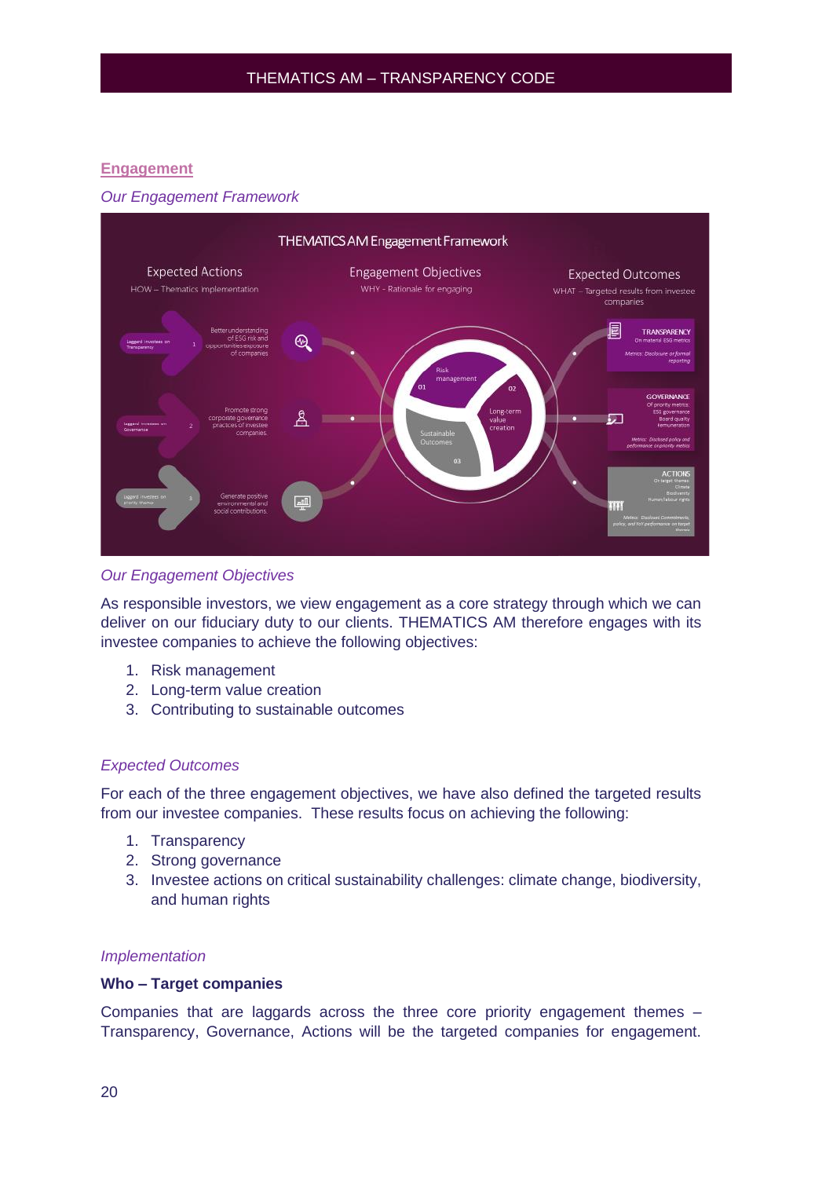## Engagement

*Our Engagement Framework*

**THEMATICS AM Engagement Framework**

| Expected Actions | Engagement Objectives | Expected Outcomes |
|---|---|---|
| HOW – Thematics implementation | WHY - Rationale for engaging | WHAT – Targeted results from investee companies |
| Laggard investees on Transparency – Better understanding of ESG risk and opportunities exposure of companies | 01 Risk management | TRANSPARENCY – On material ESG metrics. Metrics: Disclosure or formal reporting |
| Laggard investees on Governance – Promote strong corporate governance practices of investee companies. | 02 Long-term value creation | GOVERNANCE – Of priority metrics: ESG governance, Board quality, Remuneration. Metrics: Disclosed policy and performance on priority metrics |
| Laggard investees on priority theme – Generate positive environmental and social contributions. | 03 Sustainable Outcomes | ACTIONS – On target themes: Climate, Biodiversity, Human/labour rights. Metrics: Disclosed Commitments, policy, and YoY performance on target themes |

*Our Engagement Objectives*

As responsible investors, we view engagement as a core strategy through which we can deliver on our fiduciary duty to our clients. THEMATICS AM therefore engages with its investee companies to achieve the following objectives:

1. Risk management
2. Long-term value creation
3. Contributing to sustainable outcomes

*Expected Outcomes*

For each of the three engagement objectives, we have also defined the targeted results from our investee companies. These results focus on achieving the following:

1. Transparency
2. Strong governance
3. Investee actions on critical sustainability challenges: climate change, biodiversity, and human rights

*Implementation*

**Who – Target companies**

Companies that are laggards across the three core priority engagement themes – Transparency, Governance, Actions will be the targeted companies for engagement.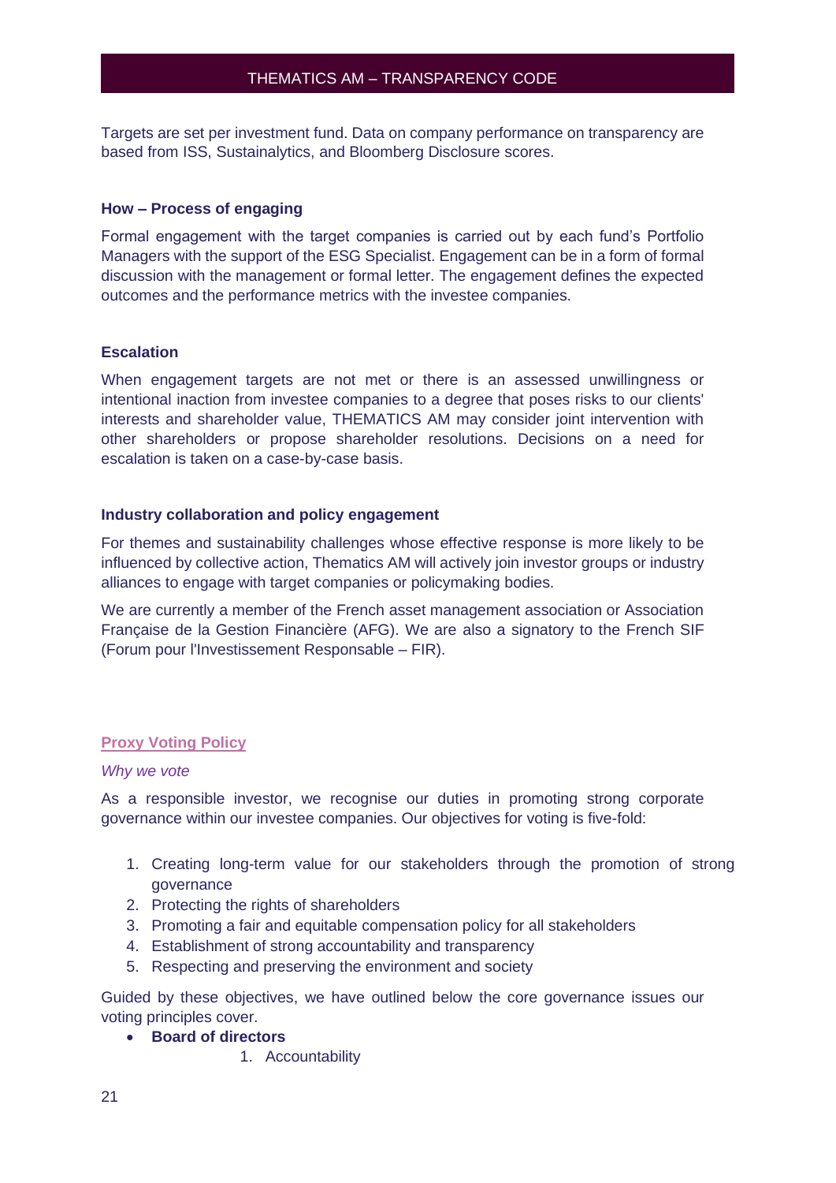Targets are set per investment fund. Data on company performance on transparency are based from ISS, Sustainalytics, and Bloomberg Disclosure scores.

**How – Process of engaging**

Formal engagement with the target companies is carried out by each fund's Portfolio Managers with the support of the ESG Specialist. Engagement can be in a form of formal discussion with the management or formal letter. The engagement defines the expected outcomes and the performance metrics with the investee companies.

**Escalation**

When engagement targets are not met or there is an assessed unwillingness or intentional inaction from investee companies to a degree that poses risks to our clients' interests and shareholder value, THEMATICS AM may consider joint intervention with other shareholders or propose shareholder resolutions. Decisions on a need for escalation is taken on a case-by-case basis.

**Industry collaboration and policy engagement**

For themes and sustainability challenges whose effective response is more likely to be influenced by collective action, Thematics AM will actively join investor groups or industry alliances to engage with target companies or policymaking bodies.

We are currently a member of the French asset management association or Association Française de la Gestion Financière (AFG). We are also a signatory to the French SIF (Forum pour l'Investissement Responsable – FIR).

## Proxy Voting Policy

*Why we vote*

As a responsible investor, we recognise our duties in promoting strong corporate governance within our investee companies. Our objectives for voting is five-fold:

1. Creating long-term value for our stakeholders through the promotion of strong governance
2. Protecting the rights of shareholders
3. Promoting a fair and equitable compensation policy for all stakeholders
4. Establishment of strong accountability and transparency
5. Respecting and preserving the environment and society

Guided by these objectives, we have outlined below the core governance issues our voting principles cover.

- **Board of directors**
    1. Accountability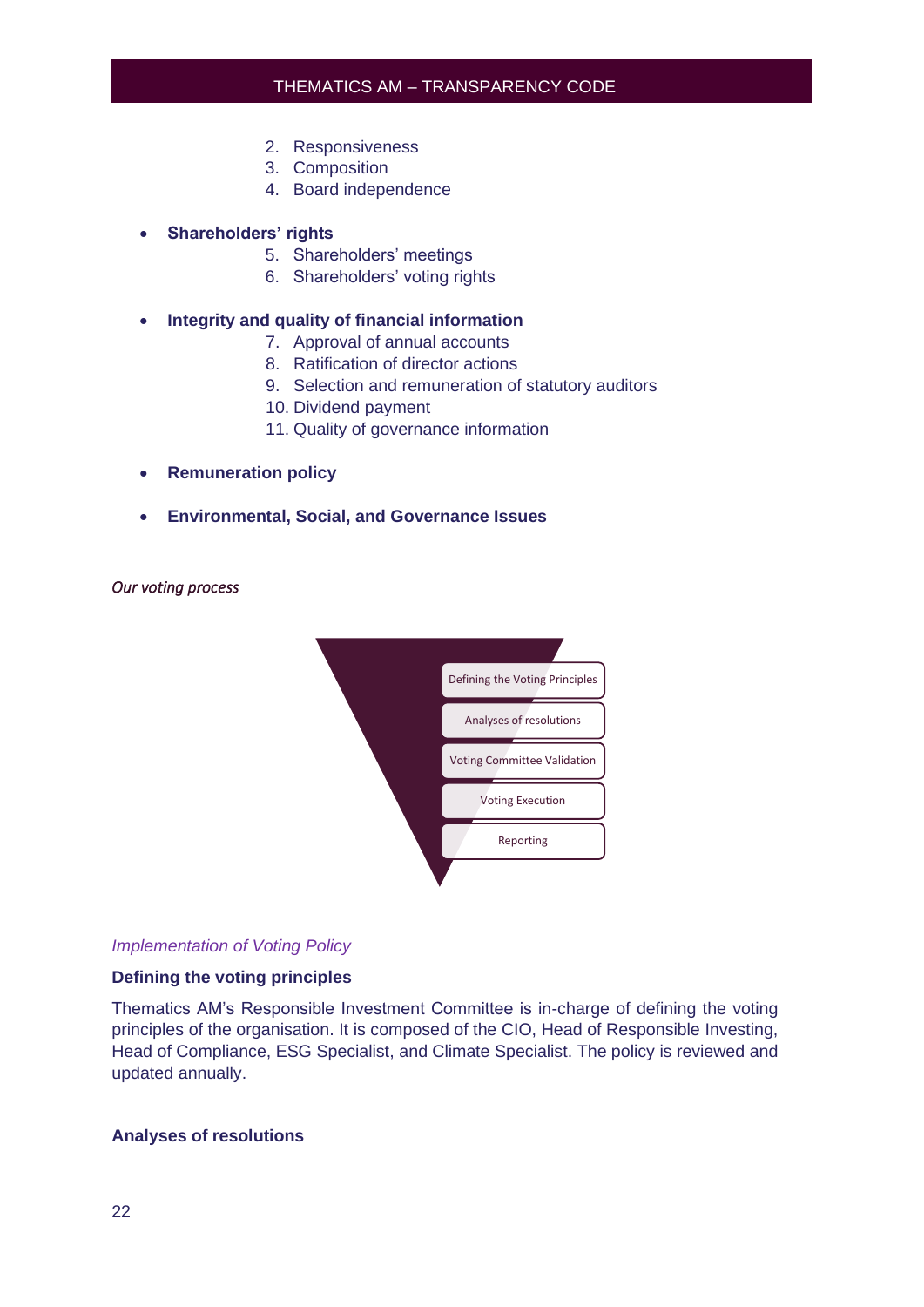2. Responsiveness
3. Composition
4. Board independence

- **Shareholders' rights**
  5. Shareholders' meetings
  6. Shareholders' voting rights

- **Integrity and quality of financial information**
  7. Approval of annual accounts
  8. Ratification of director actions
  9. Selection and remuneration of statutory auditors
  10. Dividend payment
  11. Quality of governance information

- **Remuneration policy**

- **Environmental, Social, and Governance Issues**

*Our voting process*

- Defining the Voting Principles
- Analyses of resolutions
- Voting Committee Validation
- Voting Execution
- Reporting

### *Implementation of Voting Policy*

**Defining the voting principles**

Thematics AM's Responsible Investment Committee is in-charge of defining the voting principles of the organisation. It is composed of the CIO, Head of Responsible Investing, Head of Compliance, ESG Specialist, and Climate Specialist. The policy is reviewed and updated annually.

**Analyses of resolutions**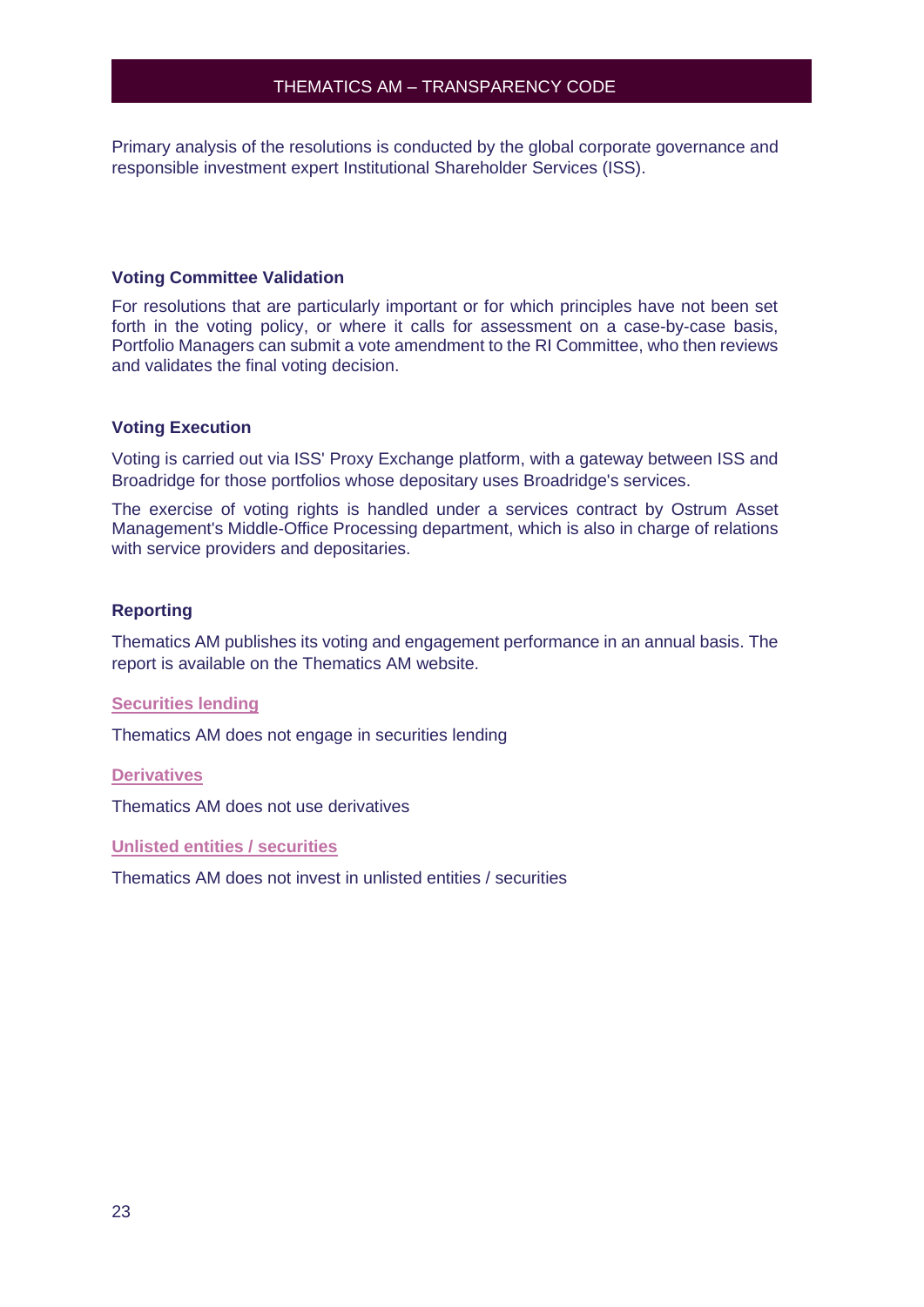Primary analysis of the resolutions is conducted by the global corporate governance and responsible investment expert Institutional Shareholder Services (ISS).

**Voting Committee Validation**

For resolutions that are particularly important or for which principles have not been set forth in the voting policy, or where it calls for assessment on a case-by-case basis, Portfolio Managers can submit a vote amendment to the RI Committee, who then reviews and validates the final voting decision.

**Voting Execution**

Voting is carried out via ISS' Proxy Exchange platform, with a gateway between ISS and Broadridge for those portfolios whose depositary uses Broadridge's services.

The exercise of voting rights is handled under a services contract by Ostrum Asset Management's Middle-Office Processing department, which is also in charge of relations with service providers and depositaries.

**Reporting**

Thematics AM publishes its voting and engagement performance in an annual basis. The report is available on the Thematics AM website.

**Securities lending**

Thematics AM does not engage in securities lending

**Derivatives**

Thematics AM does not use derivatives

**Unlisted entities / securities**

Thematics AM does not invest in unlisted entities / securities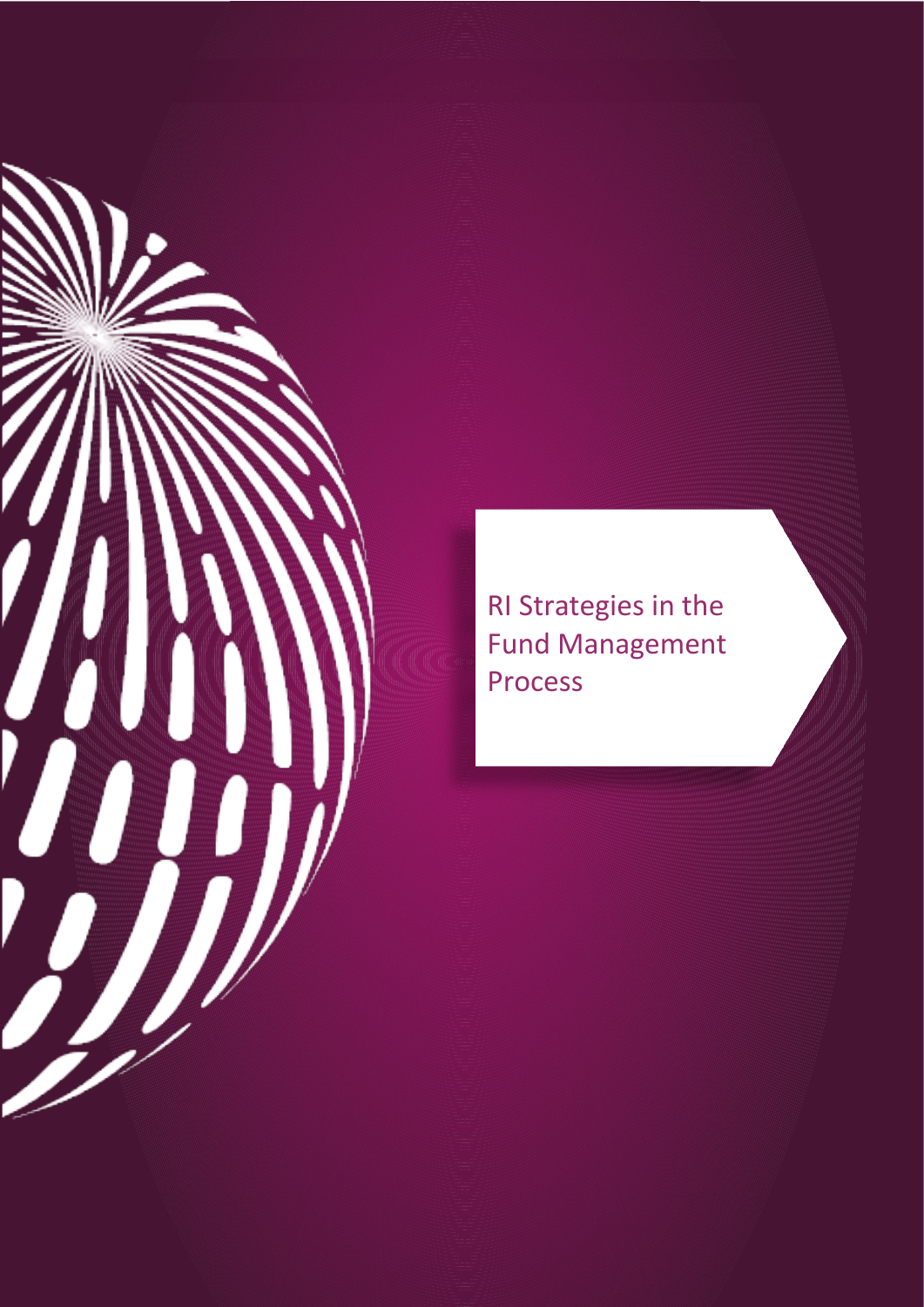# RI Strategies in the Fund Management Process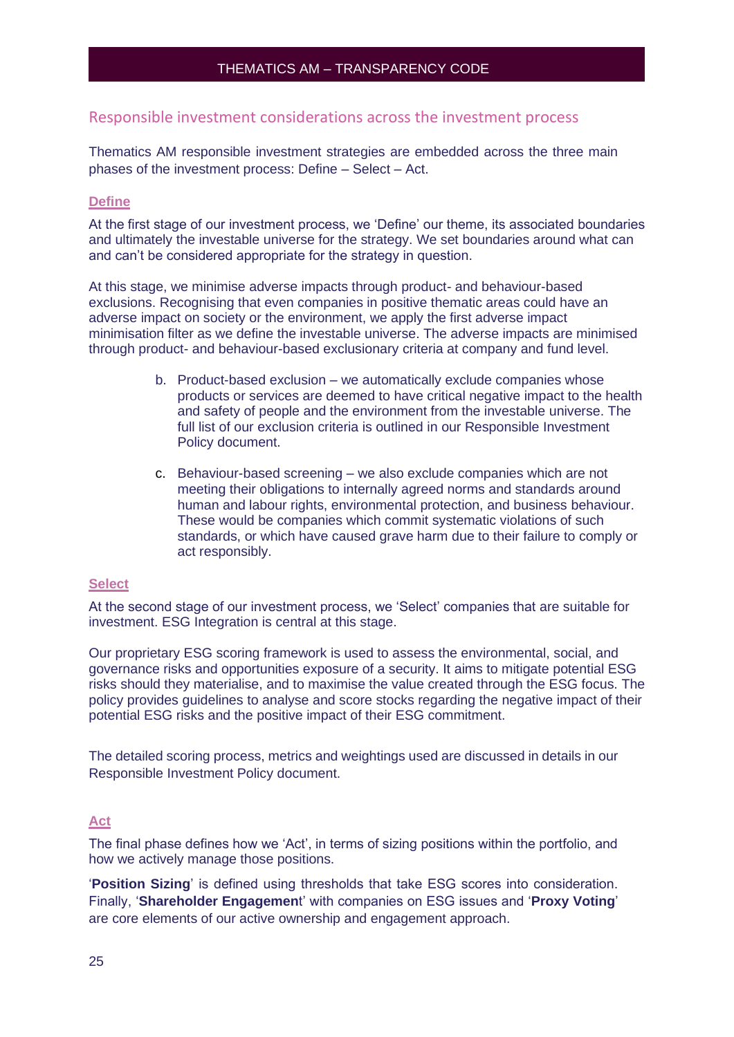## Responsible investment considerations across the investment process

Thematics AM responsible investment strategies are embedded across the three main phases of the investment process: Define – Select – Act.

### Define

At the first stage of our investment process, we 'Define' our theme, its associated boundaries and ultimately the investable universe for the strategy. We set boundaries around what can and can't be considered appropriate for the strategy in question.

At this stage, we minimise adverse impacts through product- and behaviour-based exclusions. Recognising that even companies in positive thematic areas could have an adverse impact on society or the environment, we apply the first adverse impact minimisation filter as we define the investable universe. The adverse impacts are minimised through product- and behaviour-based exclusionary criteria at company and fund level.

b. Product-based exclusion – we automatically exclude companies whose products or services are deemed to have critical negative impact to the health and safety of people and the environment from the investable universe. The full list of our exclusion criteria is outlined in our Responsible Investment Policy document.

c. Behaviour-based screening – we also exclude companies which are not meeting their obligations to internally agreed norms and standards around human and labour rights, environmental protection, and business behaviour. These would be companies which commit systematic violations of such standards, or which have caused grave harm due to their failure to comply or act responsibly.

### Select

At the second stage of our investment process, we 'Select' companies that are suitable for investment. ESG Integration is central at this stage.

Our proprietary ESG scoring framework is used to assess the environmental, social, and governance risks and opportunities exposure of a security. It aims to mitigate potential ESG risks should they materialise, and to maximise the value created through the ESG focus. The policy provides guidelines to analyse and score stocks regarding the negative impact of their potential ESG risks and the positive impact of their ESG commitment.

The detailed scoring process, metrics and weightings used are discussed in details in our Responsible Investment Policy document.

### Act

The final phase defines how we 'Act', in terms of sizing positions within the portfolio, and how we actively manage those positions.

'**Position Sizing**' is defined using thresholds that take ESG scores into consideration. Finally, '**Shareholder Engagement**' with companies on ESG issues and '**Proxy Voting**' are core elements of our active ownership and engagement approach.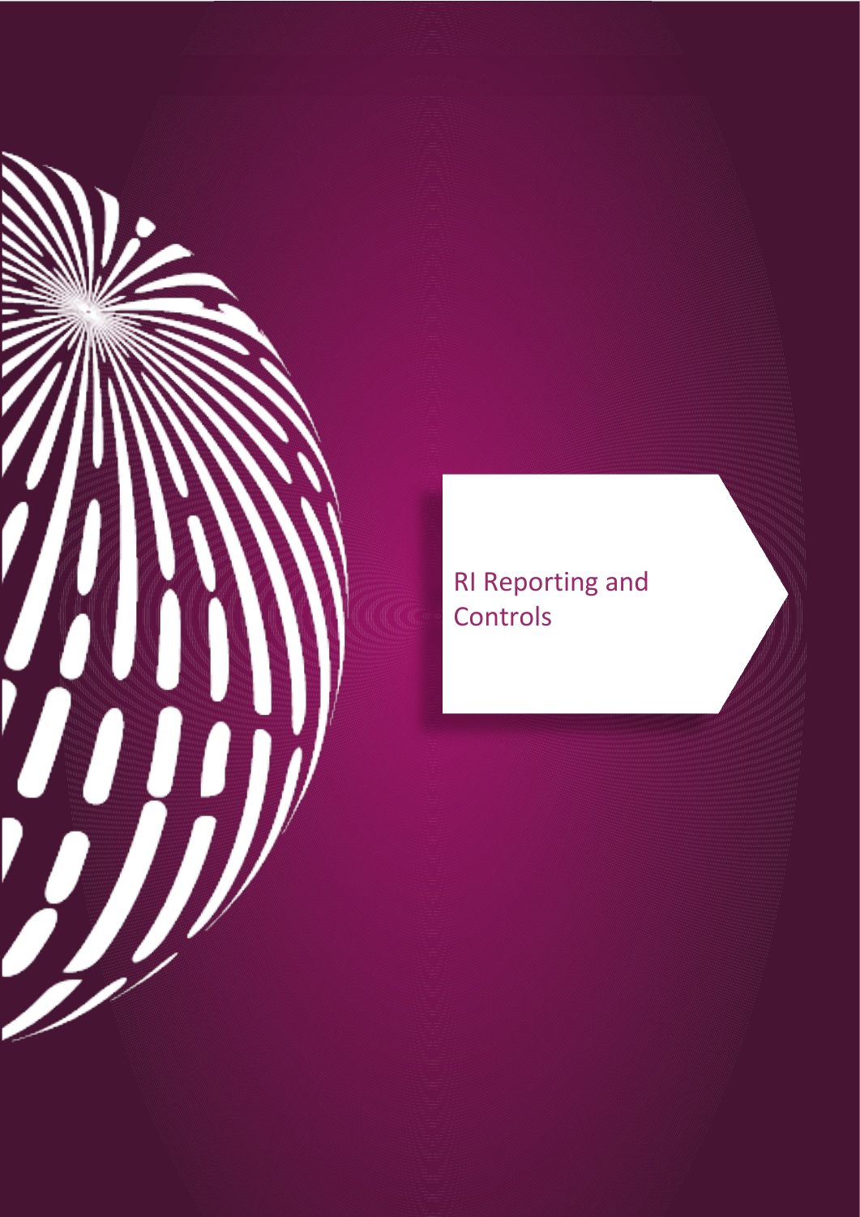# RI Reporting and Controls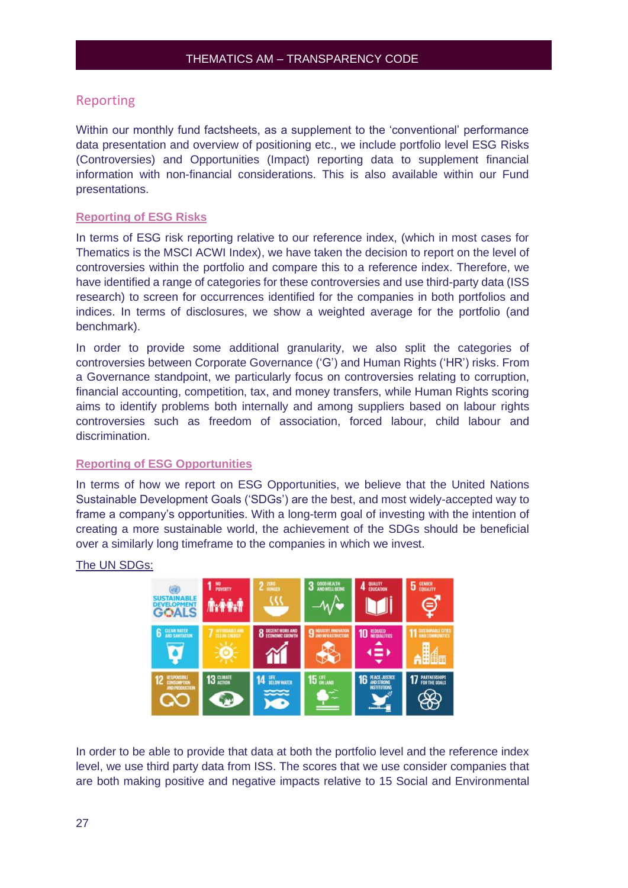## Reporting

Within our monthly fund factsheets, as a supplement to the 'conventional' performance data presentation and overview of positioning etc., we include portfolio level ESG Risks (Controversies) and Opportunities (Impact) reporting data to supplement financial information with non-financial considerations. This is also available within our Fund presentations.

### Reporting of ESG Risks

In terms of ESG risk reporting relative to our reference index, (which in most cases for Thematics is the MSCI ACWI Index), we have taken the decision to report on the level of controversies within the portfolio and compare this to a reference index. Therefore, we have identified a range of categories for these controversies and use third-party data (ISS research) to screen for occurrences identified for the companies in both portfolios and indices. In terms of disclosures, we show a weighted average for the portfolio (and benchmark).

In order to provide some additional granularity, we also split the categories of controversies between Corporate Governance ('G') and Human Rights ('HR') risks. From a Governance standpoint, we particularly focus on controversies relating to corruption, financial accounting, competition, tax, and money transfers, while Human Rights scoring aims to identify problems both internally and among suppliers based on labour rights controversies such as freedom of association, forced labour, child labour and discrimination.

### Reporting of ESG Opportunities

In terms of how we report on ESG Opportunities, we believe that the United Nations Sustainable Development Goals ('SDGs') are the best, and most widely-accepted way to frame a company's opportunities. With a long-term goal of investing with the intention of creating a more sustainable world, the achievement of the SDGs should be beneficial over a similarly long timeframe to the companies in which we invest.

The UN SDGs:

In order to be able to provide that data at both the portfolio level and the reference index level, we use third party data from ISS. The scores that we use consider companies that are both making positive and negative impacts relative to 15 Social and Environmental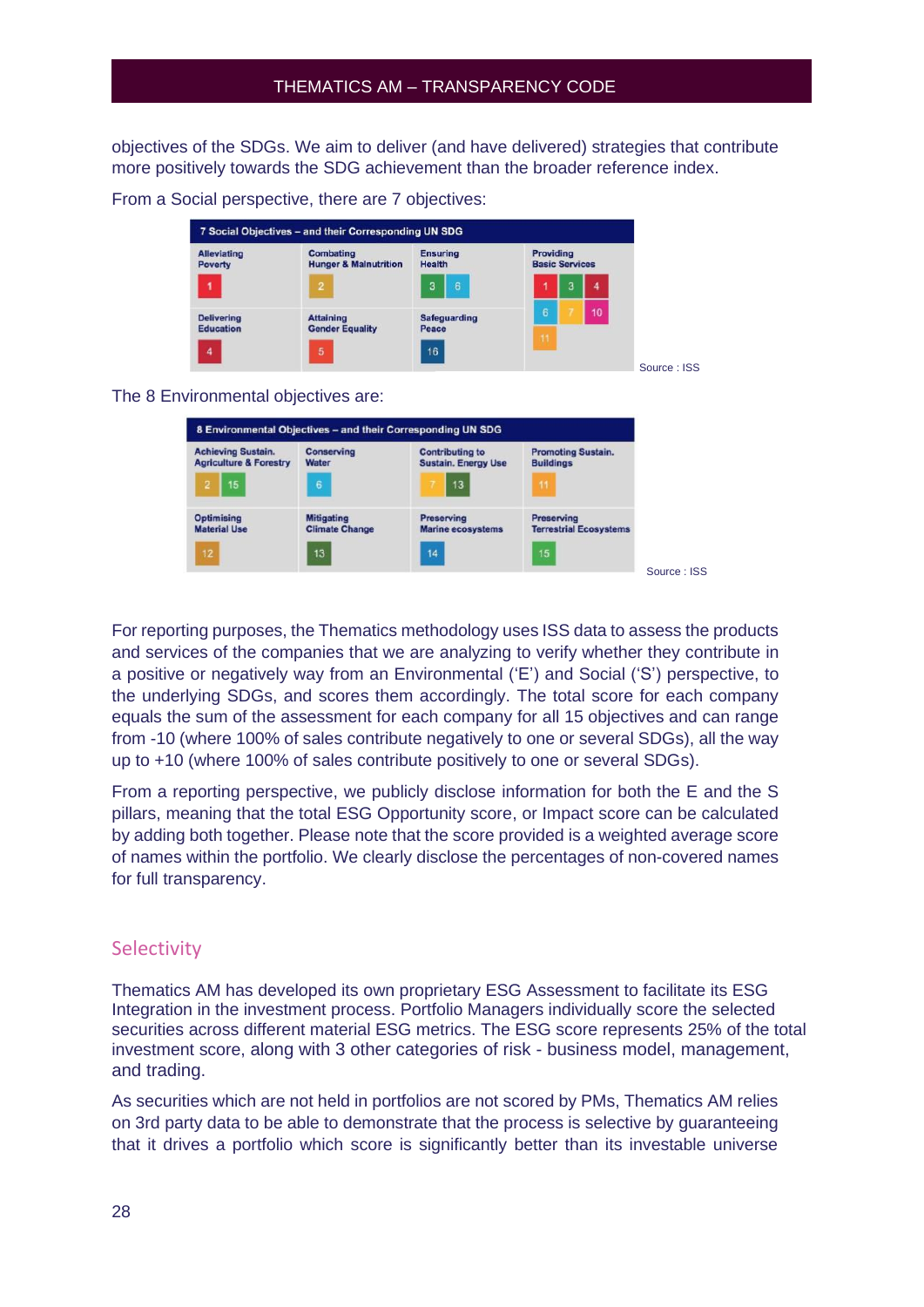objectives of the SDGs. We aim to deliver (and have delivered) strategies that contribute more positively towards the SDG achievement than the broader reference index.

From a Social perspective, there are 7 objectives:

| 7 Social Objectives – and their Corresponding UN SDG | | | |
|---|---|---|---|
| Alleviating Poverty: 1 | Combating Hunger & Malnutrition: 2 | Ensuring Health: 3, 6 | Providing Basic Services: 1, 3, 4, 6, 7, 10, 11 |
| Delivering Education: 4 | Attaining Gender Equality: 5 | Safeguarding Peace: 16 | |

Source : ISS

The 8 Environmental objectives are:

| 8 Environmental Objectives – and their Corresponding UN SDG | | | |
|---|---|---|---|
| Achieving Sustain. Agriculture & Forestry: 2, 15 | Conserving Water: 6 | Contributing to Sustain. Energy Use: 7, 13 | Promoting Sustain. Buildings: 11 |
| Optimising Material Use: 12 | Mitigating Climate Change: 13 | Preserving Marine ecosystems: 14 | Preserving Terrestrial Ecosystems: 15 |

Source : ISS

For reporting purposes, the Thematics methodology uses ISS data to assess the products and services of the companies that we are analyzing to verify whether they contribute in a positive or negatively way from an Environmental ('E') and Social ('S') perspective, to the underlying SDGs, and scores them accordingly. The total score for each company equals the sum of the assessment for each company for all 15 objectives and can range from -10 (where 100% of sales contribute negatively to one or several SDGs), all the way up to +10 (where 100% of sales contribute positively to one or several SDGs).

From a reporting perspective, we publicly disclose information for both the E and the S pillars, meaning that the total ESG Opportunity score, or Impact score can be calculated by adding both together. Please note that the score provided is a weighted average score of names within the portfolio. We clearly disclose the percentages of non-covered names for full transparency.

## Selectivity

Thematics AM has developed its own proprietary ESG Assessment to facilitate its ESG Integration in the investment process. Portfolio Managers individually score the selected securities across different material ESG metrics. The ESG score represents 25% of the total investment score, along with 3 other categories of risk - business model, management, and trading.

As securities which are not held in portfolios are not scored by PMs, Thematics AM relies on 3rd party data to be able to demonstrate that the process is selective by guaranteeing that it drives a portfolio which score is significantly better than its investable universe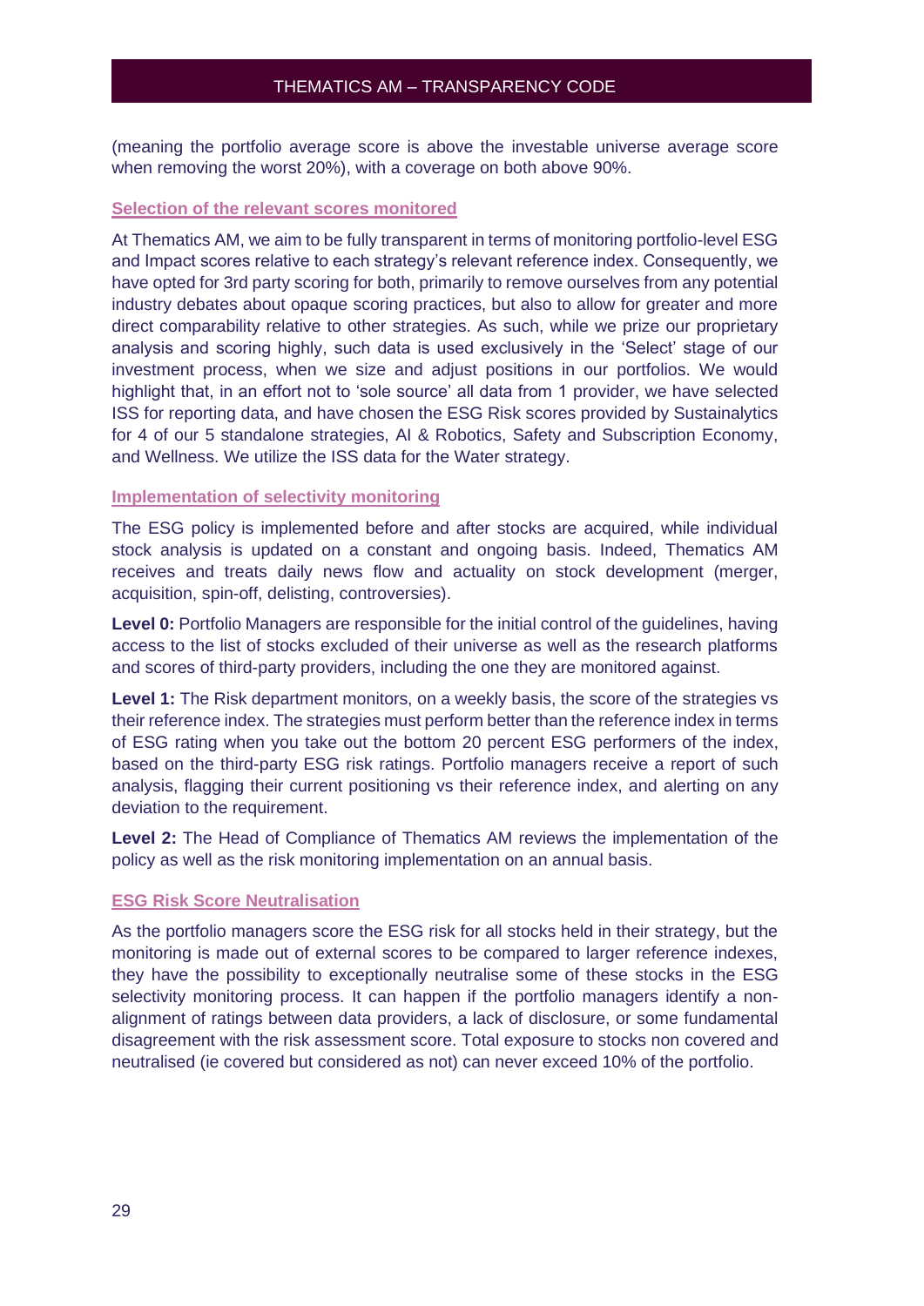(meaning the portfolio average score is above the investable universe average score when removing the worst 20%), with a coverage on both above 90%.

### Selection of the relevant scores monitored

At Thematics AM, we aim to be fully transparent in terms of monitoring portfolio-level ESG and Impact scores relative to each strategy's relevant reference index. Consequently, we have opted for 3rd party scoring for both, primarily to remove ourselves from any potential industry debates about opaque scoring practices, but also to allow for greater and more direct comparability relative to other strategies. As such, while we prize our proprietary analysis and scoring highly, such data is used exclusively in the 'Select' stage of our investment process, when we size and adjust positions in our portfolios. We would highlight that, in an effort not to 'sole source' all data from 1 provider, we have selected ISS for reporting data, and have chosen the ESG Risk scores provided by Sustainalytics for 4 of our 5 standalone strategies, AI & Robotics, Safety and Subscription Economy, and Wellness. We utilize the ISS data for the Water strategy.

### Implementation of selectivity monitoring

The ESG policy is implemented before and after stocks are acquired, while individual stock analysis is updated on a constant and ongoing basis. Indeed, Thematics AM receives and treats daily news flow and actuality on stock development (merger, acquisition, spin-off, delisting, controversies).

**Level 0:** Portfolio Managers are responsible for the initial control of the guidelines, having access to the list of stocks excluded of their universe as well as the research platforms and scores of third-party providers, including the one they are monitored against.

**Level 1:** The Risk department monitors, on a weekly basis, the score of the strategies vs their reference index. The strategies must perform better than the reference index in terms of ESG rating when you take out the bottom 20 percent ESG performers of the index, based on the third-party ESG risk ratings. Portfolio managers receive a report of such analysis, flagging their current positioning vs their reference index, and alerting on any deviation to the requirement.

**Level 2:** The Head of Compliance of Thematics AM reviews the implementation of the policy as well as the risk monitoring implementation on an annual basis.

### ESG Risk Score Neutralisation

As the portfolio managers score the ESG risk for all stocks held in their strategy, but the monitoring is made out of external scores to be compared to larger reference indexes, they have the possibility to exceptionally neutralise some of these stocks in the ESG selectivity monitoring process. It can happen if the portfolio managers identify a non-alignment of ratings between data providers, a lack of disclosure, or some fundamental disagreement with the risk assessment score. Total exposure to stocks non covered and neutralised (ie covered but considered as not) can never exceed 10% of the portfolio.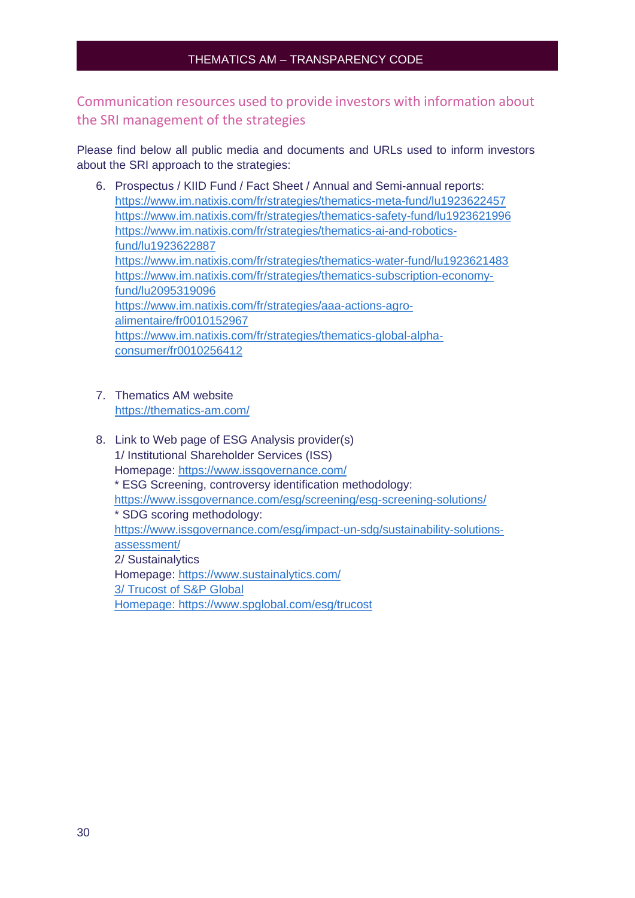## Communication resources used to provide investors with information about the SRI management of the strategies

Please find below all public media and documents and URLs used to inform investors about the SRI approach to the strategies:

6. Prospectus / KIID Fund / Fact Sheet / Annual and Semi-annual reports:
   https://www.im.natixis.com/fr/strategies/thematics-meta-fund/lu1923622457
   https://www.im.natixis.com/fr/strategies/thematics-safety-fund/lu1923621996
   https://www.im.natixis.com/fr/strategies/thematics-ai-and-robotics-fund/lu1923622887
   https://www.im.natixis.com/fr/strategies/thematics-water-fund/lu1923621483
   https://www.im.natixis.com/fr/strategies/thematics-subscription-economy-fund/lu2095319096
   https://www.im.natixis.com/fr/strategies/aaa-actions-agro-alimentaire/fr0010152967
   https://www.im.natixis.com/fr/strategies/thematics-global-alpha-consumer/fr0010256412

7. Thematics AM website
   https://thematics-am.com/

8. Link to Web page of ESG Analysis provider(s)
   1/ Institutional Shareholder Services (ISS)
   Homepage: https://www.issgovernance.com/
   * ESG Screening, controversy identification methodology:
   https://www.issgovernance.com/esg/screening/esg-screening-solutions/
   * SDG scoring methodology:
   https://www.issgovernance.com/esg/impact-un-sdg/sustainability-solutions-assessment/
   2/ Sustainalytics
   Homepage: https://www.sustainalytics.com/
   3/ Trucost of S&P Global
   Homepage: https://www.spglobal.com/esg/trucost